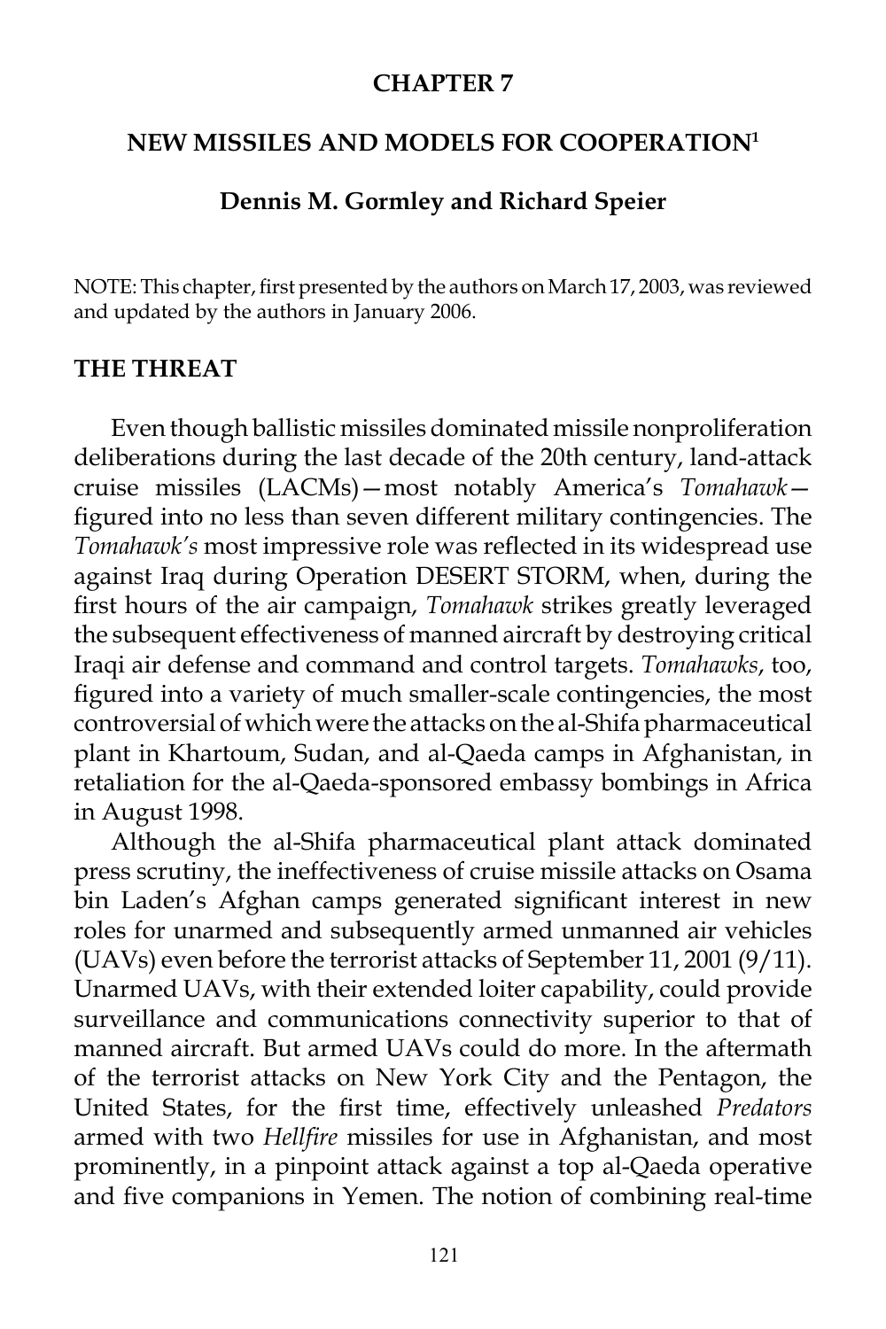# CHAPTER 7

## NEW MISSILES AND MODELS FOR COOPERATION[1]

**Dennis M. Gormley and Richard Speier**

NOTE: This chapter, first presented by the authors on March 17, 2003, was reviewed and updated by the authors in January 2006.

## THE THREAT

Even though ballistic missiles dominated missile nonproliferation deliberations during the last decade of the 20th century, land-attack cruise missiles (LACMs)—most notably America's *Tomahawk*—figured into no less than seven different military contingencies. The *Tomahawk's* most impressive role was reflected in its widespread use against Iraq during Operation DESERT STORM, when, during the first hours of the air campaign, *Tomahawk* strikes greatly leveraged the subsequent effectiveness of manned aircraft by destroying critical Iraqi air defense and command and control targets. *Tomahawks*, too, figured into a variety of much smaller-scale contingencies, the most controversial of which were the attacks on the al-Shifa pharmaceutical plant in Khartoum, Sudan, and al-Qaeda camps in Afghanistan, in retaliation for the al-Qaeda-sponsored embassy bombings in Africa in August 1998.

Although the al-Shifa pharmaceutical plant attack dominated press scrutiny, the ineffectiveness of cruise missile attacks on Osama bin Laden's Afghan camps generated significant interest in new roles for unarmed and subsequently armed unmanned air vehicles (UAVs) even before the terrorist attacks of September 11, 2001 (9/11). Unarmed UAVs, with their extended loiter capability, could provide surveillance and communications connectivity superior to that of manned aircraft. But armed UAVs could do more. In the aftermath of the terrorist attacks on New York City and the Pentagon, the United States, for the first time, effectively unleashed *Predators* armed with two *Hellfire* missiles for use in Afghanistan, and most prominently, in a pinpoint attack against a top al-Qaeda operative and five companions in Yemen. The notion of combining real-time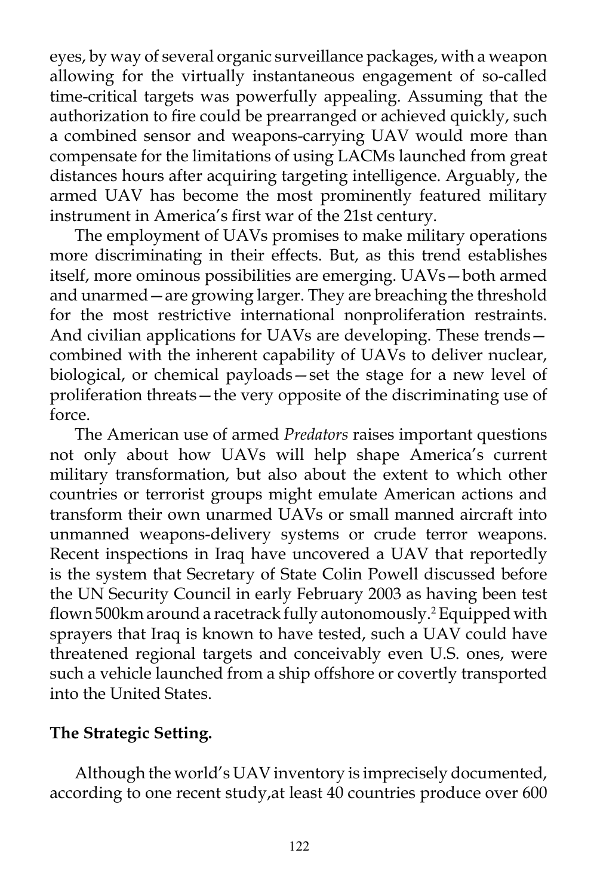eyes, by way of several organic surveillance packages, with a weapon allowing for the virtually instantaneous engagement of so-called time-critical targets was powerfully appealing. Assuming that the authorization to fire could be prearranged or achieved quickly, such a combined sensor and weapons-carrying UAV would more than compensate for the limitations of using LACMs launched from great distances hours after acquiring targeting intelligence. Arguably, the armed UAV has become the most prominently featured military instrument in America's first war of the 21st century.

The employment of UAVs promises to make military operations more discriminating in their effects. But, as this trend establishes itself, more ominous possibilities are emerging. UAVs—both armed and unarmed—are growing larger. They are breaching the threshold for the most restrictive international nonproliferation restraints. And civilian applications for UAVs are developing. These trends—combined with the inherent capability of UAVs to deliver nuclear, biological, or chemical payloads—set the stage for a new level of proliferation threats—the very opposite of the discriminating use of force.

The American use of armed *Predators* raises important questions not only about how UAVs will help shape America's current military transformation, but also about the extent to which other countries or terrorist groups might emulate American actions and transform their own unarmed UAVs or small manned aircraft into unmanned weapons-delivery systems or crude terror weapons. Recent inspections in Iraq have uncovered a UAV that reportedly is the system that Secretary of State Colin Powell discussed before the UN Security Council in early February 2003 as having been test flown 500km around a racetrack fully autonomously.[2] Equipped with sprayers that Iraq is known to have tested, such a UAV could have threatened regional targets and conceivably even U.S. ones, were such a vehicle launched from a ship offshore or covertly transported into the United States.

**The Strategic Setting.**

Although the world's UAV inventory is imprecisely documented, according to one recent study,at least 40 countries produce over 600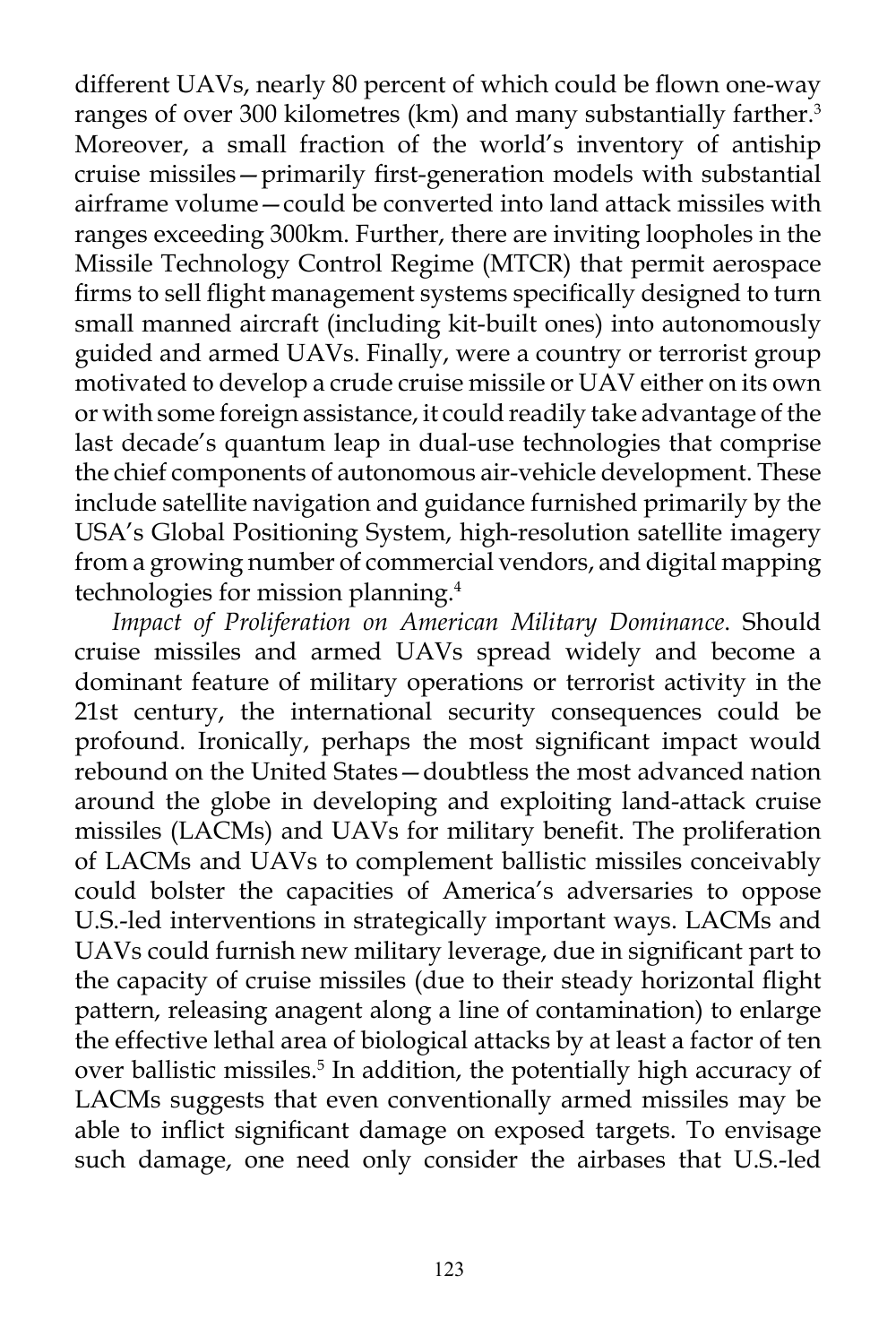different UAVs, nearly 80 percent of which could be flown one-way ranges of over 300 kilometres (km) and many substantially farther.[3] Moreover, a small fraction of the world's inventory of antiship cruise missiles—primarily first-generation models with substantial airframe volume—could be converted into land attack missiles with ranges exceeding 300km. Further, there are inviting loopholes in the Missile Technology Control Regime (MTCR) that permit aerospace firms to sell flight management systems specifically designed to turn small manned aircraft (including kit-built ones) into autonomously guided and armed UAVs. Finally, were a country or terrorist group motivated to develop a crude cruise missile or UAV either on its own or with some foreign assistance, it could readily take advantage of the last decade's quantum leap in dual-use technologies that comprise the chief components of autonomous air-vehicle development. These include satellite navigation and guidance furnished primarily by the USA's Global Positioning System, high-resolution satellite imagery from a growing number of commercial vendors, and digital mapping technologies for mission planning.[4]

*Impact of Proliferation on American Military Dominance*. Should cruise missiles and armed UAVs spread widely and become a dominant feature of military operations or terrorist activity in the 21st century, the international security consequences could be profound. Ironically, perhaps the most significant impact would rebound on the United States—doubtless the most advanced nation around the globe in developing and exploiting land-attack cruise missiles (LACMs) and UAVs for military benefit. The proliferation of LACMs and UAVs to complement ballistic missiles conceivably could bolster the capacities of America's adversaries to oppose U.S.-led interventions in strategically important ways. LACMs and UAVs could furnish new military leverage, due in significant part to the capacity of cruise missiles (due to their steady horizontal flight pattern, releasing anagent along a line of contamination) to enlarge the effective lethal area of biological attacks by at least a factor of ten over ballistic missiles.[5] In addition, the potentially high accuracy of LACMs suggests that even conventionally armed missiles may be able to inflict significant damage on exposed targets. To envisage such damage, one need only consider the airbases that U.S.-led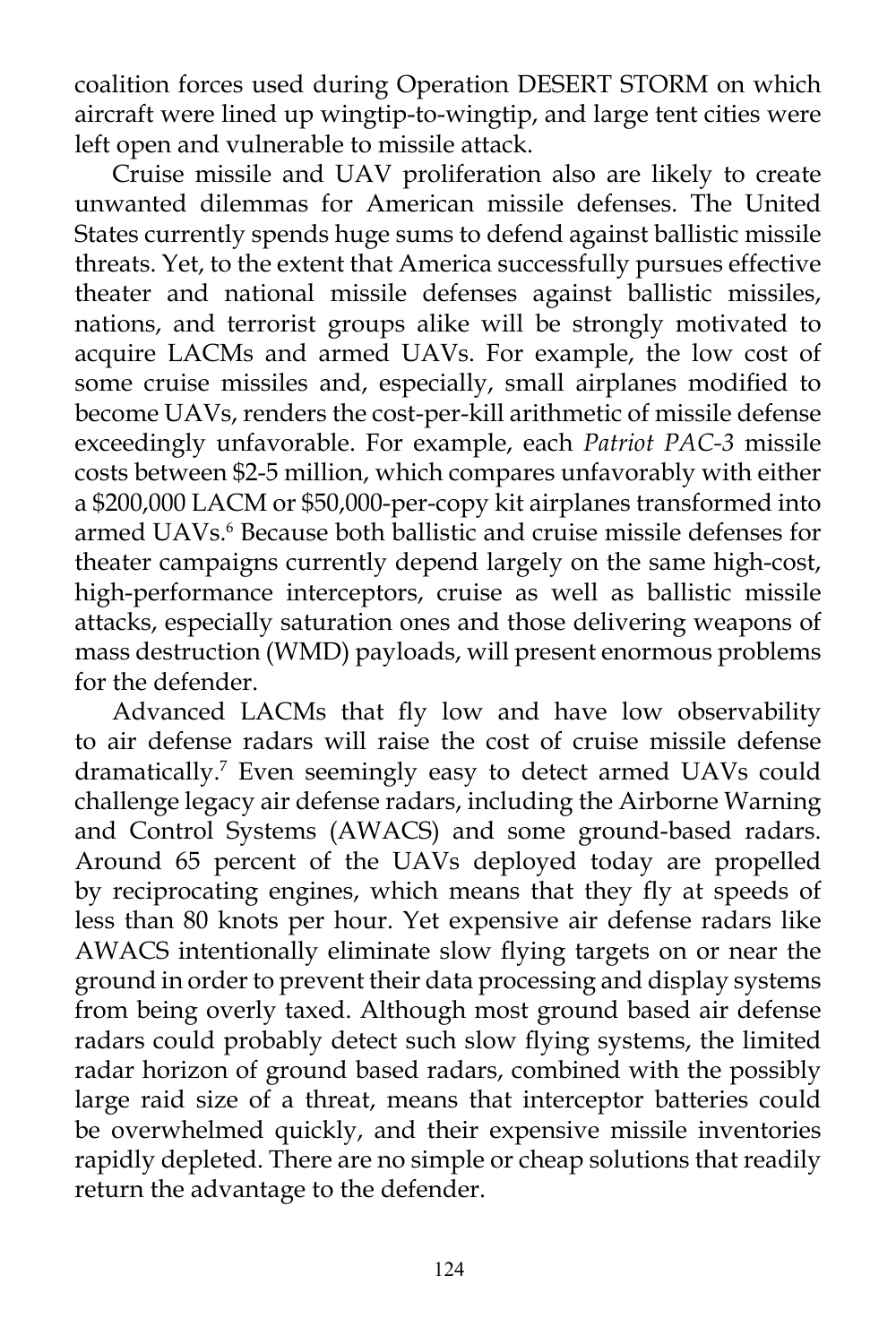coalition forces used during Operation DESERT STORM on which aircraft were lined up wingtip-to-wingtip, and large tent cities were left open and vulnerable to missile attack.

Cruise missile and UAV proliferation also are likely to create unwanted dilemmas for American missile defenses. The United States currently spends huge sums to defend against ballistic missile threats. Yet, to the extent that America successfully pursues effective theater and national missile defenses against ballistic missiles, nations, and terrorist groups alike will be strongly motivated to acquire LACMs and armed UAVs. For example, the low cost of some cruise missiles and, especially, small airplanes modified to become UAVs, renders the cost-per-kill arithmetic of missile defense exceedingly unfavorable. For example, each *Patriot PAC-3* missile costs between $2-5 million, which compares unfavorably with either a $200,000 LACM or $50,000-per-copy kit airplanes transformed into armed UAVs.[6] Because both ballistic and cruise missile defenses for theater campaigns currently depend largely on the same high-cost, high-performance interceptors, cruise as well as ballistic missile attacks, especially saturation ones and those delivering weapons of mass destruction (WMD) payloads, will present enormous problems for the defender.

Advanced LACMs that fly low and have low observability to air defense radars will raise the cost of cruise missile defense dramatically.[7] Even seemingly easy to detect armed UAVs could challenge legacy air defense radars, including the Airborne Warning and Control Systems (AWACS) and some ground-based radars. Around 65 percent of the UAVs deployed today are propelled by reciprocating engines, which means that they fly at speeds of less than 80 knots per hour. Yet expensive air defense radars like AWACS intentionally eliminate slow flying targets on or near the ground in order to prevent their data processing and display systems from being overly taxed. Although most ground based air defense radars could probably detect such slow flying systems, the limited radar horizon of ground based radars, combined with the possibly large raid size of a threat, means that interceptor batteries could be overwhelmed quickly, and their expensive missile inventories rapidly depleted. There are no simple or cheap solutions that readily return the advantage to the defender.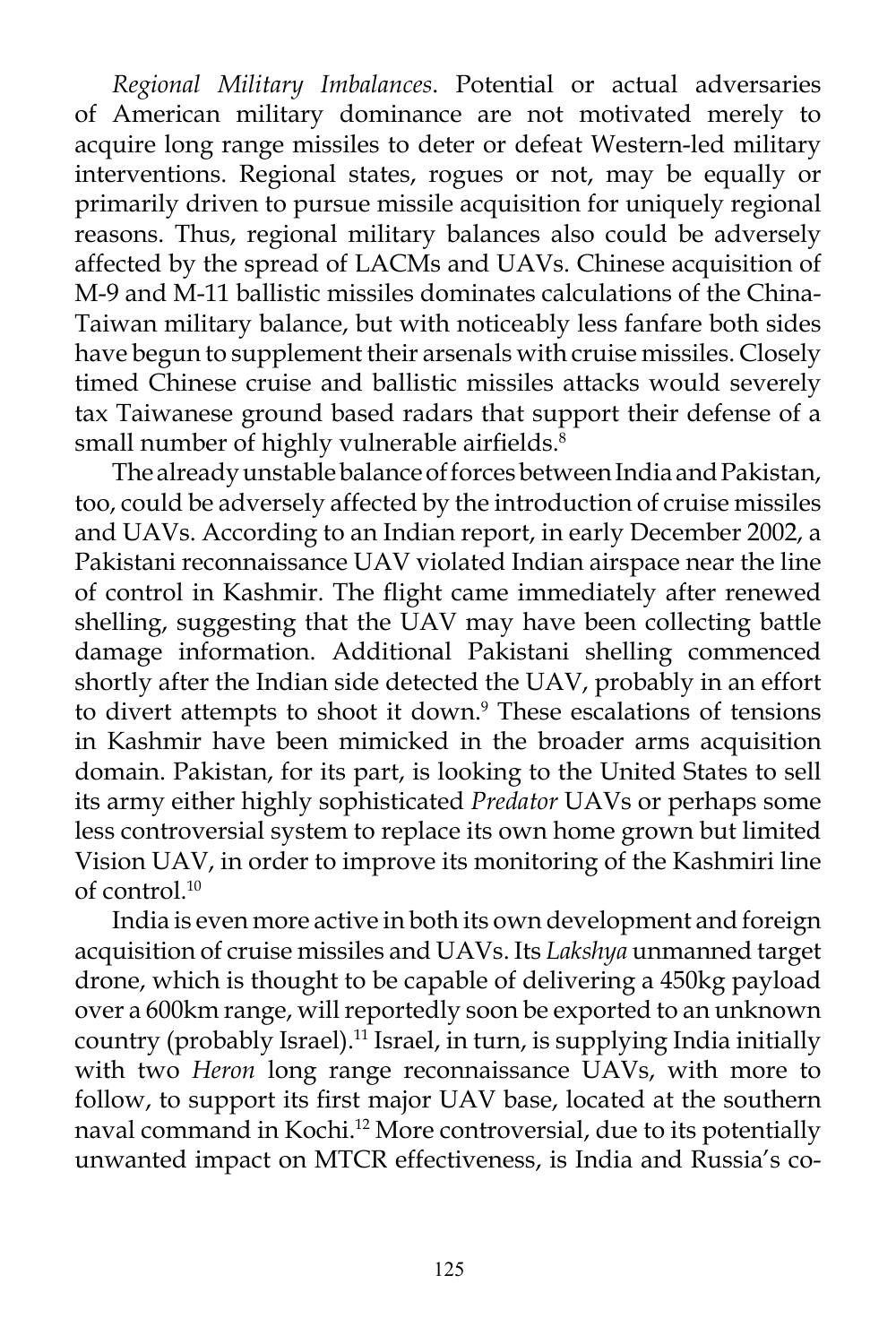*Regional Military Imbalances*. Potential or actual adversaries of American military dominance are not motivated merely to acquire long range missiles to deter or defeat Western-led military interventions. Regional states, rogues or not, may be equally or primarily driven to pursue missile acquisition for uniquely regional reasons. Thus, regional military balances also could be adversely affected by the spread of LACMs and UAVs. Chinese acquisition of M-9 and M-11 ballistic missiles dominates calculations of the China-Taiwan military balance, but with noticeably less fanfare both sides have begun to supplement their arsenals with cruise missiles. Closely timed Chinese cruise and ballistic missiles attacks would severely tax Taiwanese ground based radars that support their defense of a small number of highly vulnerable airfields.[8]

The already unstable balance of forces between India and Pakistan, too, could be adversely affected by the introduction of cruise missiles and UAVs. According to an Indian report, in early December 2002, a Pakistani reconnaissance UAV violated Indian airspace near the line of control in Kashmir. The flight came immediately after renewed shelling, suggesting that the UAV may have been collecting battle damage information. Additional Pakistani shelling commenced shortly after the Indian side detected the UAV, probably in an effort to divert attempts to shoot it down.[9] These escalations of tensions in Kashmir have been mimicked in the broader arms acquisition domain. Pakistan, for its part, is looking to the United States to sell its army either highly sophisticated *Predator* UAVs or perhaps some less controversial system to replace its own home grown but limited Vision UAV, in order to improve its monitoring of the Kashmiri line of control.[10]

India is even more active in both its own development and foreign acquisition of cruise missiles and UAVs. Its *Lakshya* unmanned target drone, which is thought to be capable of delivering a 450kg payload over a 600km range, will reportedly soon be exported to an unknown country (probably Israel).[11] Israel, in turn, is supplying India initially with two *Heron* long range reconnaissance UAVs, with more to follow, to support its first major UAV base, located at the southern naval command in Kochi.[12] More controversial, due to its potentially unwanted impact on MTCR effectiveness, is India and Russia's co-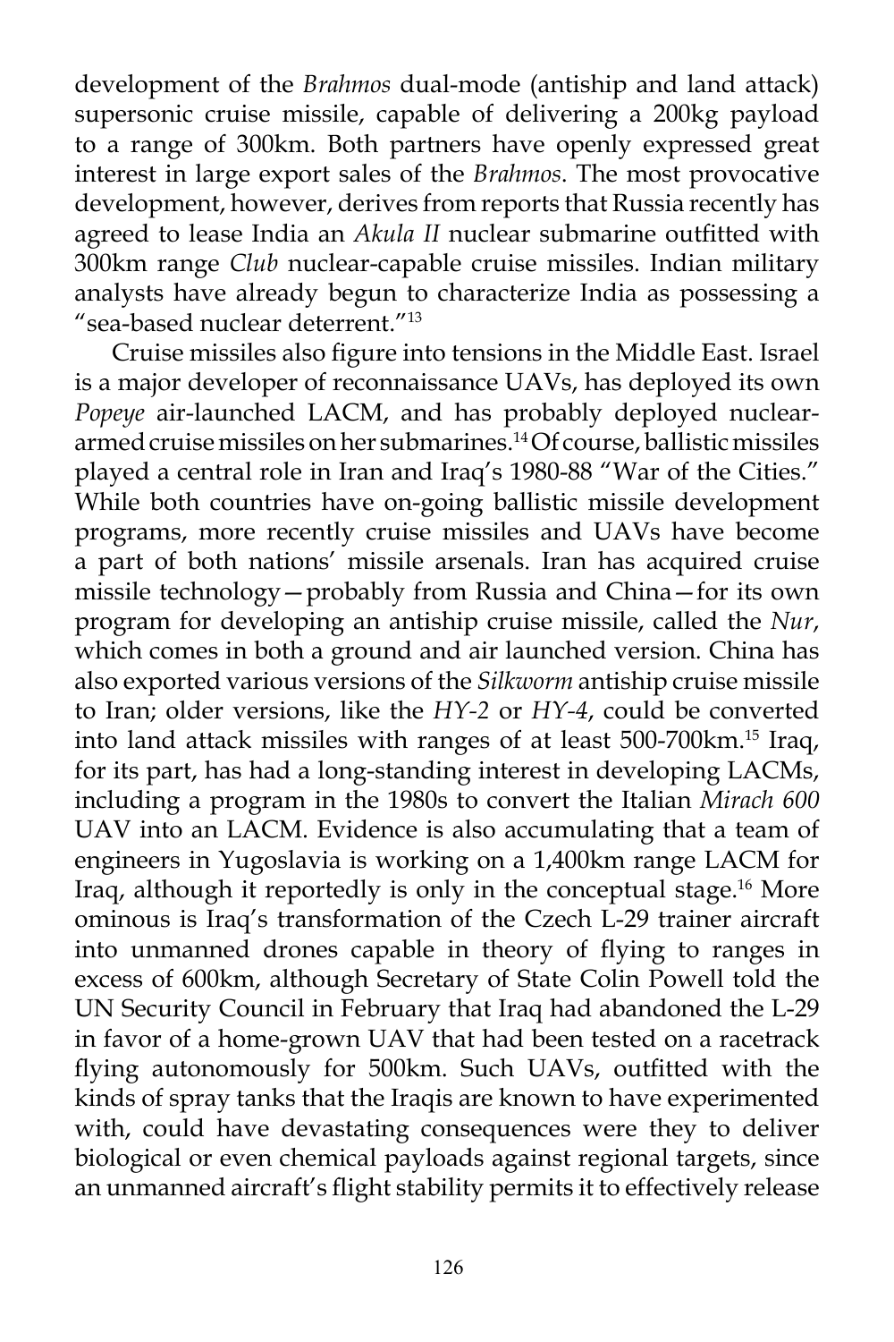development of the *Brahmos* dual-mode (antiship and land attack) supersonic cruise missile, capable of delivering a 200kg payload to a range of 300km. Both partners have openly expressed great interest in large export sales of the *Brahmos*. The most provocative development, however, derives from reports that Russia recently has agreed to lease India an *Akula II* nuclear submarine outfitted with 300km range *Club* nuclear-capable cruise missiles. Indian military analysts have already begun to characterize India as possessing a "sea-based nuclear deterrent."[13]

Cruise missiles also figure into tensions in the Middle East. Israel is a major developer of reconnaissance UAVs, has deployed its own *Popeye* air-launched LACM, and has probably deployed nuclear-armed cruise missiles on her submarines.[14] Of course, ballistic missiles played a central role in Iran and Iraq's 1980-88 "War of the Cities." While both countries have on-going ballistic missile development programs, more recently cruise missiles and UAVs have become a part of both nations' missile arsenals. Iran has acquired cruise missile technology—probably from Russia and China—for its own program for developing an antiship cruise missile, called the *Nur*, which comes in both a ground and air launched version. China has also exported various versions of the *Silkworm* antiship cruise missile to Iran; older versions, like the *HY-2* or *HY-4*, could be converted into land attack missiles with ranges of at least 500-700km.[15] Iraq, for its part, has had a long-standing interest in developing LACMs, including a program in the 1980s to convert the Italian *Mirach 600* UAV into an LACM. Evidence is also accumulating that a team of engineers in Yugoslavia is working on a 1,400km range LACM for Iraq, although it reportedly is only in the conceptual stage.[16] More ominous is Iraq's transformation of the Czech L-29 trainer aircraft into unmanned drones capable in theory of flying to ranges in excess of 600km, although Secretary of State Colin Powell told the UN Security Council in February that Iraq had abandoned the L-29 in favor of a home-grown UAV that had been tested on a racetrack flying autonomously for 500km. Such UAVs, outfitted with the kinds of spray tanks that the Iraqis are known to have experimented with, could have devastating consequences were they to deliver biological or even chemical payloads against regional targets, since an unmanned aircraft's flight stability permits it to effectively release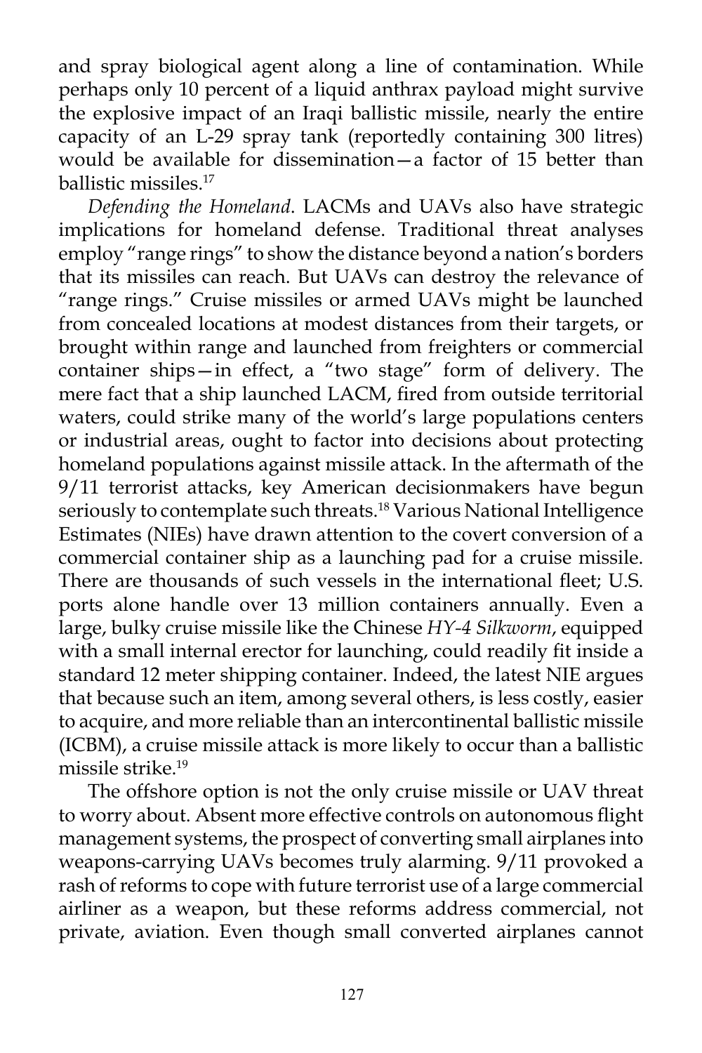and spray biological agent along a line of contamination. While perhaps only 10 percent of a liquid anthrax payload might survive the explosive impact of an Iraqi ballistic missile, nearly the entire capacity of an L-29 spray tank (reportedly containing 300 litres) would be available for dissemination—a factor of 15 better than ballistic missiles.[17]

*Defending the Homeland*. LACMs and UAVs also have strategic implications for homeland defense. Traditional threat analyses employ "range rings" to show the distance beyond a nation's borders that its missiles can reach. But UAVs can destroy the relevance of "range rings." Cruise missiles or armed UAVs might be launched from concealed locations at modest distances from their targets, or brought within range and launched from freighters or commercial container ships—in effect, a "two stage" form of delivery. The mere fact that a ship launched LACM, fired from outside territorial waters, could strike many of the world's large populations centers or industrial areas, ought to factor into decisions about protecting homeland populations against missile attack. In the aftermath of the 9/11 terrorist attacks, key American decisionmakers have begun seriously to contemplate such threats.[18] Various National Intelligence Estimates (NIEs) have drawn attention to the covert conversion of a commercial container ship as a launching pad for a cruise missile. There are thousands of such vessels in the international fleet; U.S. ports alone handle over 13 million containers annually. Even a large, bulky cruise missile like the Chinese *HY-4 Silkworm*, equipped with a small internal erector for launching, could readily fit inside a standard 12 meter shipping container. Indeed, the latest NIE argues that because such an item, among several others, is less costly, easier to acquire, and more reliable than an intercontinental ballistic missile (ICBM), a cruise missile attack is more likely to occur than a ballistic missile strike.[19]

The offshore option is not the only cruise missile or UAV threat to worry about. Absent more effective controls on autonomous flight management systems, the prospect of converting small airplanes into weapons-carrying UAVs becomes truly alarming. 9/11 provoked a rash of reforms to cope with future terrorist use of a large commercial airliner as a weapon, but these reforms address commercial, not private, aviation. Even though small converted airplanes cannot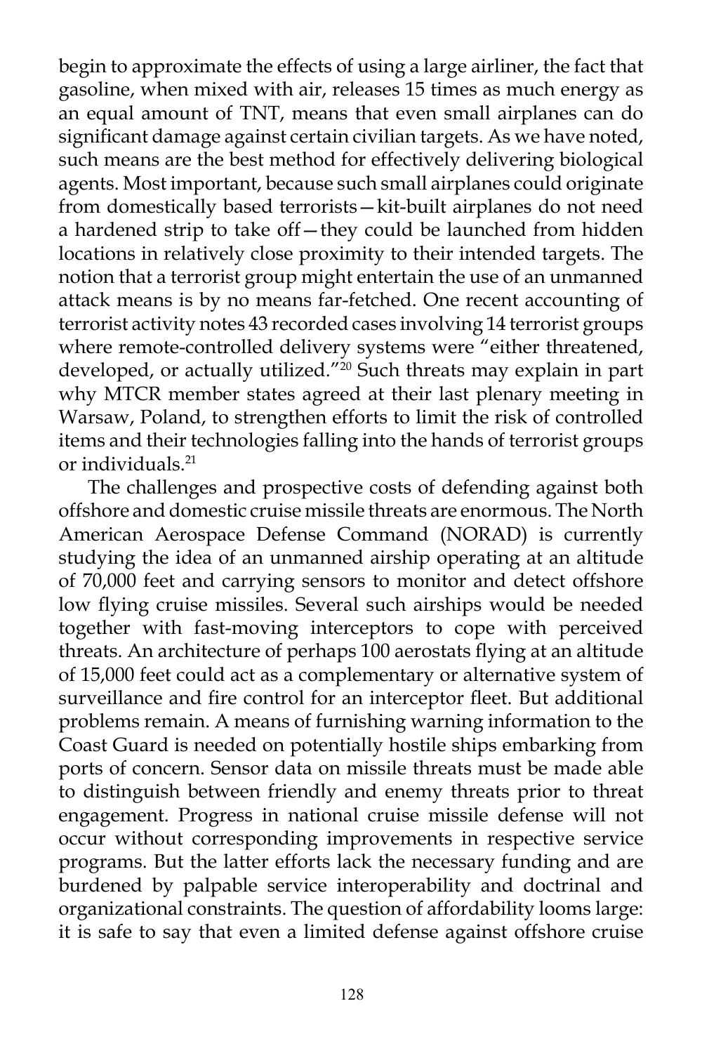begin to approximate the effects of using a large airliner, the fact that gasoline, when mixed with air, releases 15 times as much energy as an equal amount of TNT, means that even small airplanes can do significant damage against certain civilian targets. As we have noted, such means are the best method for effectively delivering biological agents. Most important, because such small airplanes could originate from domestically based terrorists—kit-built airplanes do not need a hardened strip to take off—they could be launched from hidden locations in relatively close proximity to their intended targets. The notion that a terrorist group might entertain the use of an unmanned attack means is by no means far-fetched. One recent accounting of terrorist activity notes 43 recorded cases involving 14 terrorist groups where remote-controlled delivery systems were "either threatened, developed, or actually utilized."[20] Such threats may explain in part why MTCR member states agreed at their last plenary meeting in Warsaw, Poland, to strengthen efforts to limit the risk of controlled items and their technologies falling into the hands of terrorist groups or individuals.[21]

The challenges and prospective costs of defending against both offshore and domestic cruise missile threats are enormous. The North American Aerospace Defense Command (NORAD) is currently studying the idea of an unmanned airship operating at an altitude of 70,000 feet and carrying sensors to monitor and detect offshore low flying cruise missiles. Several such airships would be needed together with fast-moving interceptors to cope with perceived threats. An architecture of perhaps 100 aerostats flying at an altitude of 15,000 feet could act as a complementary or alternative system of surveillance and fire control for an interceptor fleet. But additional problems remain. A means of furnishing warning information to the Coast Guard is needed on potentially hostile ships embarking from ports of concern. Sensor data on missile threats must be made able to distinguish between friendly and enemy threats prior to threat engagement. Progress in national cruise missile defense will not occur without corresponding improvements in respective service programs. But the latter efforts lack the necessary funding and are burdened by palpable service interoperability and doctrinal and organizational constraints. The question of affordability looms large: it is safe to say that even a limited defense against offshore cruise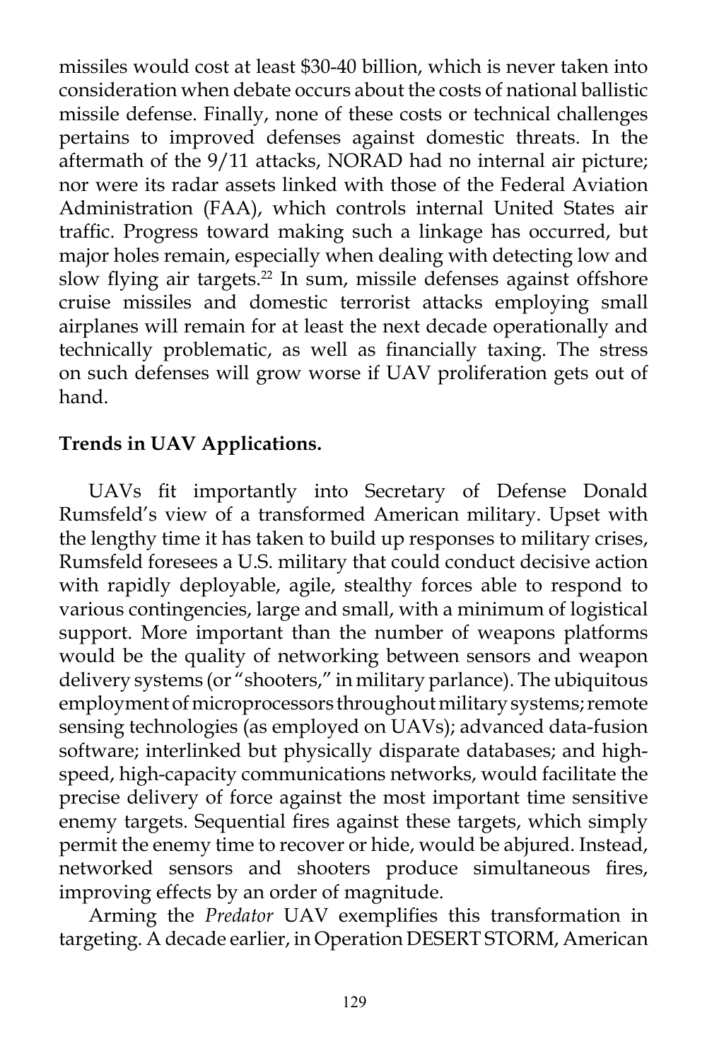missiles would cost at least $30-40 billion, which is never taken into consideration when debate occurs about the costs of national ballistic missile defense. Finally, none of these costs or technical challenges pertains to improved defenses against domestic threats. In the aftermath of the 9/11 attacks, NORAD had no internal air picture; nor were its radar assets linked with those of the Federal Aviation Administration (FAA), which controls internal United States air traffic. Progress toward making such a linkage has occurred, but major holes remain, especially when dealing with detecting low and slow flying air targets.[22] In sum, missile defenses against offshore cruise missiles and domestic terrorist attacks employing small airplanes will remain for at least the next decade operationally and technically problematic, as well as financially taxing. The stress on such defenses will grow worse if UAV proliferation gets out of hand.

**Trends in UAV Applications.**

UAVs fit importantly into Secretary of Defense Donald Rumsfeld's view of a transformed American military. Upset with the lengthy time it has taken to build up responses to military crises, Rumsfeld foresees a U.S. military that could conduct decisive action with rapidly deployable, agile, stealthy forces able to respond to various contingencies, large and small, with a minimum of logistical support. More important than the number of weapons platforms would be the quality of networking between sensors and weapon delivery systems (or "shooters," in military parlance). The ubiquitous employment of microprocessors throughout military systems; remote sensing technologies (as employed on UAVs); advanced data-fusion software; interlinked but physically disparate databases; and high-speed, high-capacity communications networks, would facilitate the precise delivery of force against the most important time sensitive enemy targets. Sequential fires against these targets, which simply permit the enemy time to recover or hide, would be abjured. Instead, networked sensors and shooters produce simultaneous fires, improving effects by an order of magnitude.

Arming the *Predator* UAV exemplifies this transformation in targeting. A decade earlier, in Operation DESERT STORM, American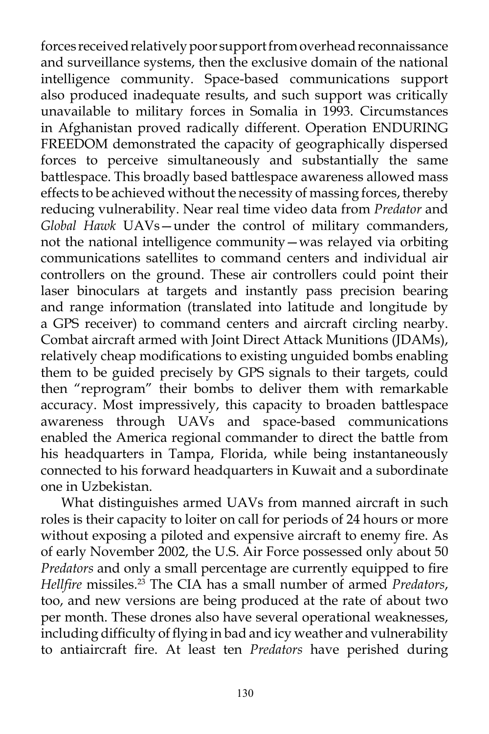forces received relatively poor support from overhead reconnaissance and surveillance systems, then the exclusive domain of the national intelligence community. Space-based communications support also produced inadequate results, and such support was critically unavailable to military forces in Somalia in 1993. Circumstances in Afghanistan proved radically different. Operation ENDURING FREEDOM demonstrated the capacity of geographically dispersed forces to perceive simultaneously and substantially the same battlespace. This broadly based battlespace awareness allowed mass effects to be achieved without the necessity of massing forces, thereby reducing vulnerability. Near real time video data from *Predator* and *Global Hawk* UAVs—under the control of military commanders, not the national intelligence community—was relayed via orbiting communications satellites to command centers and individual air controllers on the ground. These air controllers could point their laser binoculars at targets and instantly pass precision bearing and range information (translated into latitude and longitude by a GPS receiver) to command centers and aircraft circling nearby. Combat aircraft armed with Joint Direct Attack Munitions (JDAMs), relatively cheap modifications to existing unguided bombs enabling them to be guided precisely by GPS signals to their targets, could then "reprogram" their bombs to deliver them with remarkable accuracy. Most impressively, this capacity to broaden battlespace awareness through UAVs and space-based communications enabled the America regional commander to direct the battle from his headquarters in Tampa, Florida, while being instantaneously connected to his forward headquarters in Kuwait and a subordinate one in Uzbekistan.

What distinguishes armed UAVs from manned aircraft in such roles is their capacity to loiter on call for periods of 24 hours or more without exposing a piloted and expensive aircraft to enemy fire. As of early November 2002, the U.S. Air Force possessed only about 50 *Predators* and only a small percentage are currently equipped to fire *Hellfire* missiles.[23] The CIA has a small number of armed *Predators*, too, and new versions are being produced at the rate of about two per month. These drones also have several operational weaknesses, including difficulty of flying in bad and icy weather and vulnerability to antiaircraft fire. At least ten *Predators* have perished during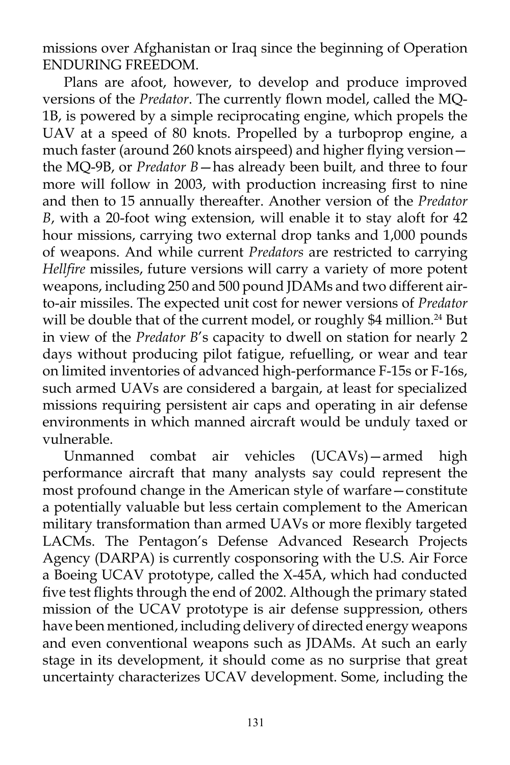missions over Afghanistan or Iraq since the beginning of Operation ENDURING FREEDOM.

Plans are afoot, however, to develop and produce improved versions of the *Predator*. The currently flown model, called the MQ-1B, is powered by a simple reciprocating engine, which propels the UAV at a speed of 80 knots. Propelled by a turboprop engine, a much faster (around 260 knots airspeed) and higher flying version—the MQ-9B, or *Predator B*—has already been built, and three to four more will follow in 2003, with production increasing first to nine and then to 15 annually thereafter. Another version of the *Predator B*, with a 20-foot wing extension, will enable it to stay aloft for 42 hour missions, carrying two external drop tanks and 1,000 pounds of weapons. And while current *Predators* are restricted to carrying *Hellfire* missiles, future versions will carry a variety of more potent weapons, including 250 and 500 pound JDAMs and two different air-to-air missiles. The expected unit cost for newer versions of *Predator* will be double that of the current model, or roughly $4 million.[24] But in view of the *Predator B*'s capacity to dwell on station for nearly 2 days without producing pilot fatigue, refuelling, or wear and tear on limited inventories of advanced high-performance F-15s or F-16s, such armed UAVs are considered a bargain, at least for specialized missions requiring persistent air caps and operating in air defense environments in which manned aircraft would be unduly taxed or vulnerable.

Unmanned combat air vehicles (UCAVs)—armed high performance aircraft that many analysts say could represent the most profound change in the American style of warfare—constitute a potentially valuable but less certain complement to the American military transformation than armed UAVs or more flexibly targeted LACMs. The Pentagon's Defense Advanced Research Projects Agency (DARPA) is currently cosponsoring with the U.S. Air Force a Boeing UCAV prototype, called the X-45A, which had conducted five test flights through the end of 2002. Although the primary stated mission of the UCAV prototype is air defense suppression, others have been mentioned, including delivery of directed energy weapons and even conventional weapons such as JDAMs. At such an early stage in its development, it should come as no surprise that great uncertainty characterizes UCAV development. Some, including the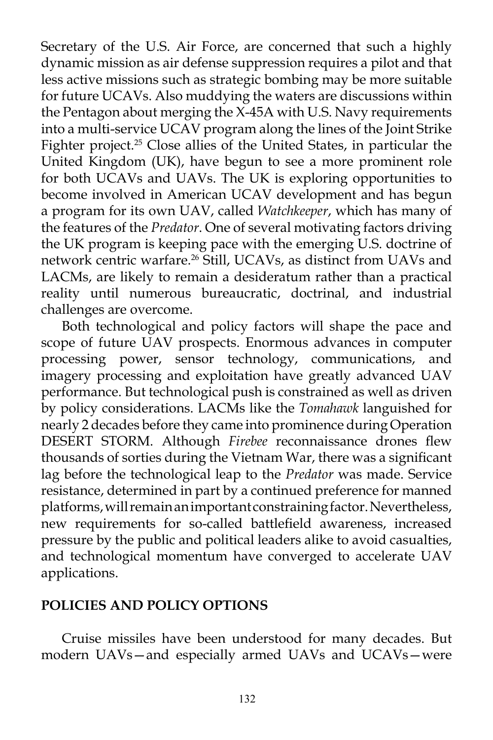Secretary of the U.S. Air Force, are concerned that such a highly dynamic mission as air defense suppression requires a pilot and that less active missions such as strategic bombing may be more suitable for future UCAVs. Also muddying the waters are discussions within the Pentagon about merging the X-45A with U.S. Navy requirements into a multi-service UCAV program along the lines of the Joint Strike Fighter project.[25] Close allies of the United States, in particular the United Kingdom (UK), have begun to see a more prominent role for both UCAVs and UAVs. The UK is exploring opportunities to become involved in American UCAV development and has begun a program for its own UAV, called *Watchkeeper*, which has many of the features of the *Predator*. One of several motivating factors driving the UK program is keeping pace with the emerging U.S. doctrine of network centric warfare.[26] Still, UCAVs, as distinct from UAVs and LACMs, are likely to remain a desideratum rather than a practical reality until numerous bureaucratic, doctrinal, and industrial challenges are overcome.

Both technological and policy factors will shape the pace and scope of future UAV prospects. Enormous advances in computer processing power, sensor technology, communications, and imagery processing and exploitation have greatly advanced UAV performance. But technological push is constrained as well as driven by policy considerations. LACMs like the *Tomahawk* languished for nearly 2 decades before they came into prominence during Operation DESERT STORM. Although *Firebee* reconnaissance drones flew thousands of sorties during the Vietnam War, there was a significant lag before the technological leap to the *Predator* was made. Service resistance, determined in part by a continued preference for manned platforms, will remain an important constraining factor. Nevertheless, new requirements for so-called battlefield awareness, increased pressure by the public and political leaders alike to avoid casualties, and technological momentum have converged to accelerate UAV applications.

## POLICIES AND POLICY OPTIONS

Cruise missiles have been understood for many decades. But modern UAVs—and especially armed UAVs and UCAVs—were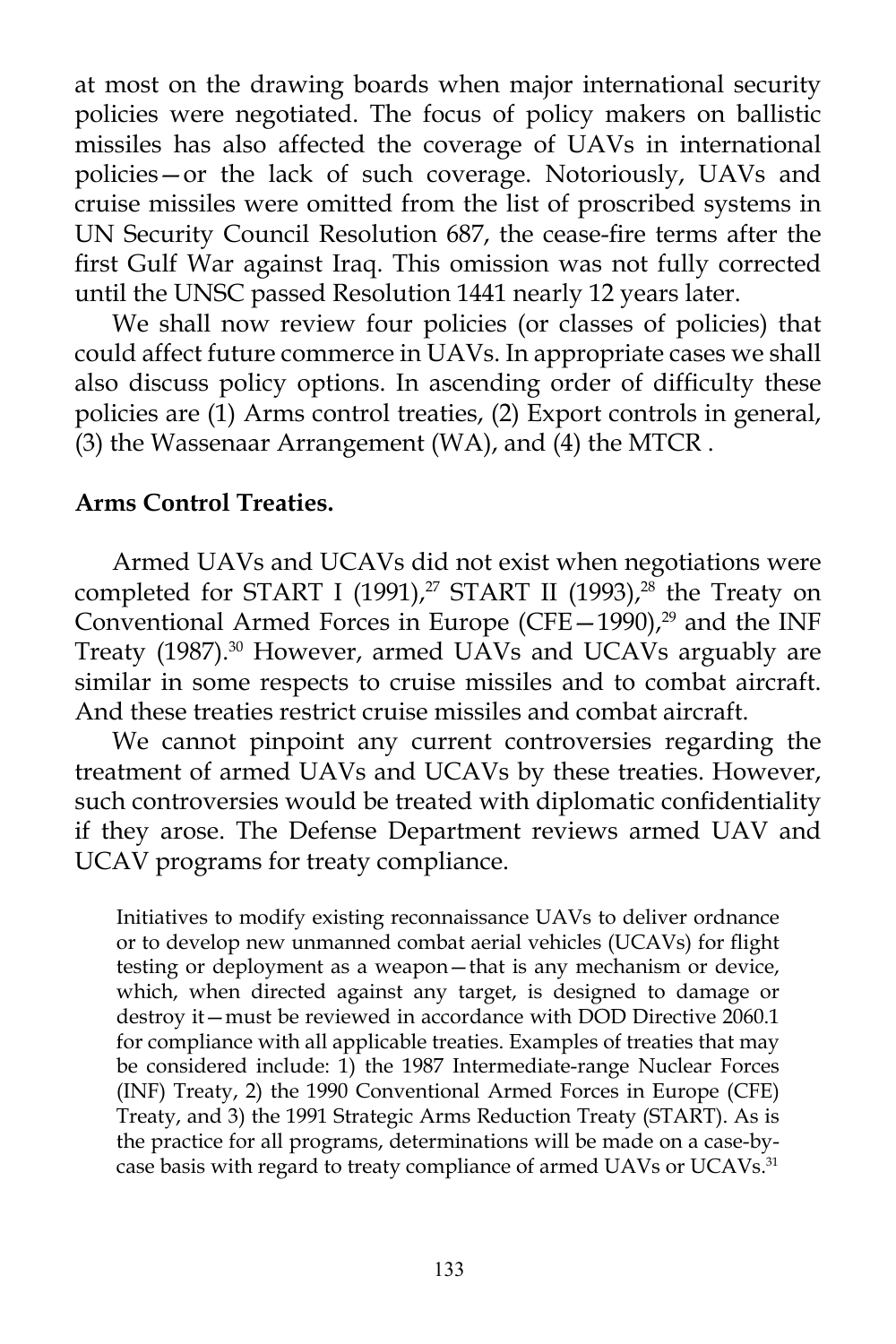at most on the drawing boards when major international security policies were negotiated. The focus of policy makers on ballistic missiles has also affected the coverage of UAVs in international policies—or the lack of such coverage. Notoriously, UAVs and cruise missiles were omitted from the list of proscribed systems in UN Security Council Resolution 687, the cease-fire terms after the first Gulf War against Iraq. This omission was not fully corrected until the UNSC passed Resolution 1441 nearly 12 years later.

We shall now review four policies (or classes of policies) that could affect future commerce in UAVs. In appropriate cases we shall also discuss policy options. In ascending order of difficulty these policies are (1) Arms control treaties, (2) Export controls in general, (3) the Wassenaar Arrangement (WA), and (4) the MTCR .

**Arms Control Treaties.**

Armed UAVs and UCAVs did not exist when negotiations were completed for START I (1991),[27] START II (1993),[28] the Treaty on Conventional Armed Forces in Europe (CFE—1990),[29] and the INF Treaty (1987).[30] However, armed UAVs and UCAVs arguably are similar in some respects to cruise missiles and to combat aircraft. And these treaties restrict cruise missiles and combat aircraft.

We cannot pinpoint any current controversies regarding the treatment of armed UAVs and UCAVs by these treaties. However, such controversies would be treated with diplomatic confidentiality if they arose. The Defense Department reviews armed UAV and UCAV programs for treaty compliance.

> Initiatives to modify existing reconnaissance UAVs to deliver ordnance or to develop new unmanned combat aerial vehicles (UCAVs) for flight testing or deployment as a weapon—that is any mechanism or device, which, when directed against any target, is designed to damage or destroy it—must be reviewed in accordance with DOD Directive 2060.1 for compliance with all applicable treaties. Examples of treaties that may be considered include: 1) the 1987 Intermediate-range Nuclear Forces (INF) Treaty, 2) the 1990 Conventional Armed Forces in Europe (CFE) Treaty, and 3) the 1991 Strategic Arms Reduction Treaty (START). As is the practice for all programs, determinations will be made on a case-by-case basis with regard to treaty compliance of armed UAVs or UCAVs.[31]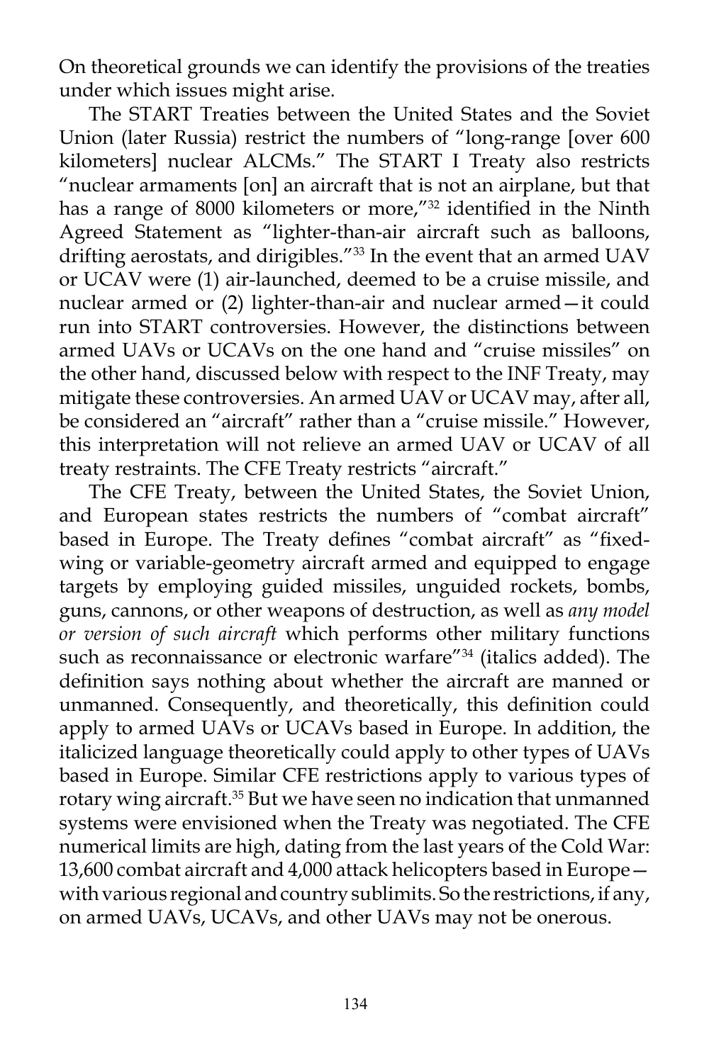On theoretical grounds we can identify the provisions of the treaties under which issues might arise.

The START Treaties between the United States and the Soviet Union (later Russia) restrict the numbers of "long-range [over 600 kilometers] nuclear ALCMs." The START I Treaty also restricts "nuclear armaments [on] an aircraft that is not an airplane, but that has a range of 8000 kilometers or more,"[32] identified in the Ninth Agreed Statement as "lighter-than-air aircraft such as balloons, drifting aerostats, and dirigibles."[33] In the event that an armed UAV or UCAV were (1) air-launched, deemed to be a cruise missile, and nuclear armed or (2) lighter-than-air and nuclear armed—it could run into START controversies. However, the distinctions between armed UAVs or UCAVs on the one hand and "cruise missiles" on the other hand, discussed below with respect to the INF Treaty, may mitigate these controversies. An armed UAV or UCAV may, after all, be considered an "aircraft" rather than a "cruise missile." However, this interpretation will not relieve an armed UAV or UCAV of all treaty restraints. The CFE Treaty restricts "aircraft."

The CFE Treaty, between the United States, the Soviet Union, and European states restricts the numbers of "combat aircraft" based in Europe. The Treaty defines "combat aircraft" as "fixed-wing or variable-geometry aircraft armed and equipped to engage targets by employing guided missiles, unguided rockets, bombs, guns, cannons, or other weapons of destruction, as well as *any model or version of such aircraft* which performs other military functions such as reconnaissance or electronic warfare"[34] (italics added). The definition says nothing about whether the aircraft are manned or unmanned. Consequently, and theoretically, this definition could apply to armed UAVs or UCAVs based in Europe. In addition, the italicized language theoretically could apply to other types of UAVs based in Europe. Similar CFE restrictions apply to various types of rotary wing aircraft.[35] But we have seen no indication that unmanned systems were envisioned when the Treaty was negotiated. The CFE numerical limits are high, dating from the last years of the Cold War: 13,600 combat aircraft and 4,000 attack helicopters based in Europe—with various regional and country sublimits. So the restrictions, if any, on armed UAVs, UCAVs, and other UAVs may not be onerous.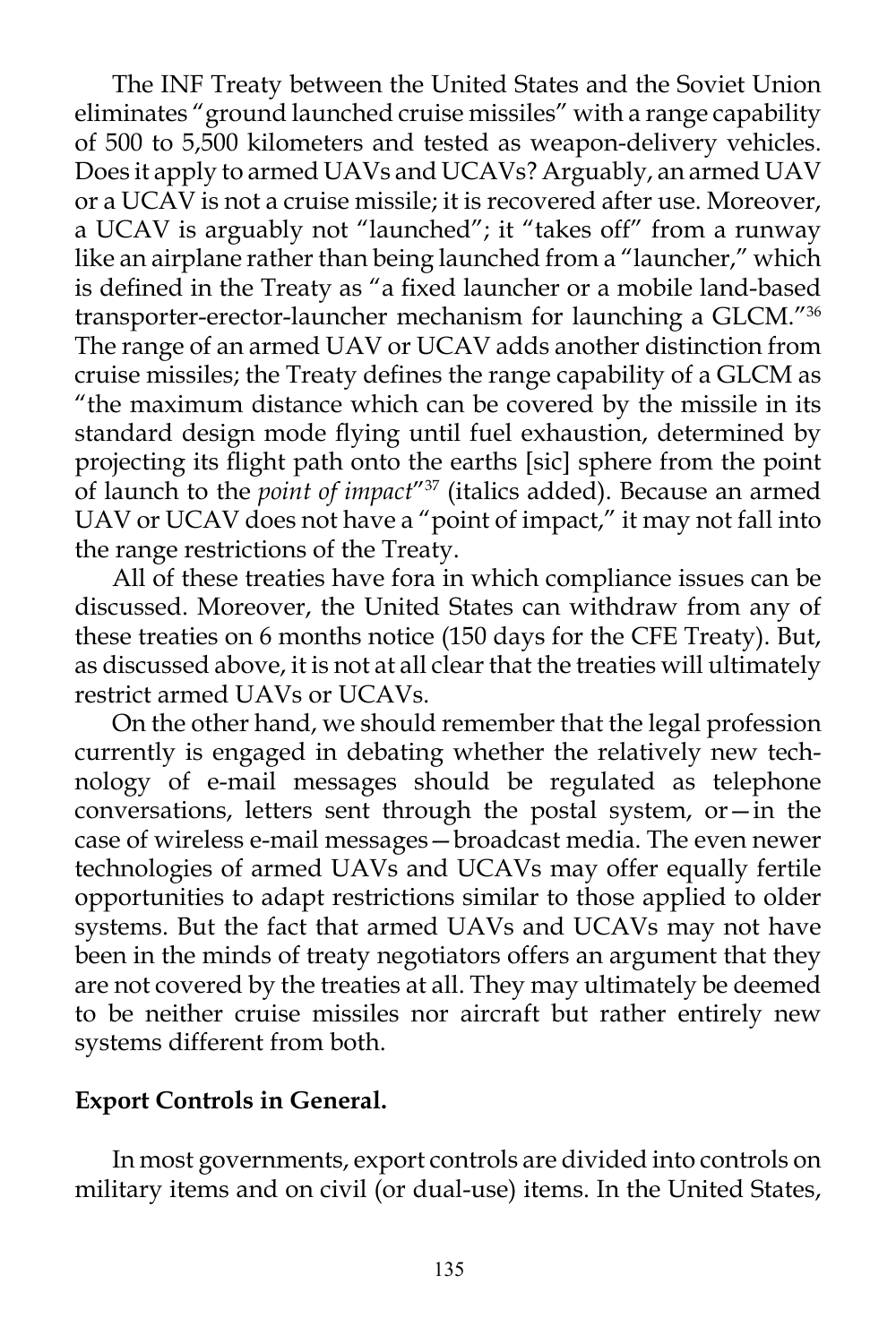The INF Treaty between the United States and the Soviet Union eliminates "ground launched cruise missiles" with a range capability of 500 to 5,500 kilometers and tested as weapon-delivery vehicles. Does it apply to armed UAVs and UCAVs? Arguably, an armed UAV or a UCAV is not a cruise missile; it is recovered after use. Moreover, a UCAV is arguably not "launched"; it "takes off" from a runway like an airplane rather than being launched from a "launcher," which is defined in the Treaty as "a fixed launcher or a mobile land-based transporter-erector-launcher mechanism for launching a GLCM."[36] The range of an armed UAV or UCAV adds another distinction from cruise missiles; the Treaty defines the range capability of a GLCM as "the maximum distance which can be covered by the missile in its standard design mode flying until fuel exhaustion, determined by projecting its flight path onto the earths [sic] sphere from the point of launch to the *point of impact*"[37] (italics added). Because an armed UAV or UCAV does not have a "point of impact," it may not fall into the range restrictions of the Treaty.

All of these treaties have fora in which compliance issues can be discussed. Moreover, the United States can withdraw from any of these treaties on 6 months notice (150 days for the CFE Treaty). But, as discussed above, it is not at all clear that the treaties will ultimately restrict armed UAVs or UCAVs.

On the other hand, we should remember that the legal profession currently is engaged in debating whether the relatively new technology of e-mail messages should be regulated as telephone conversations, letters sent through the postal system, or—in the case of wireless e-mail messages—broadcast media. The even newer technologies of armed UAVs and UCAVs may offer equally fertile opportunities to adapt restrictions similar to those applied to older systems. But the fact that armed UAVs and UCAVs may not have been in the minds of treaty negotiators offers an argument that they are not covered by the treaties at all. They may ultimately be deemed to be neither cruise missiles nor aircraft but rather entirely new systems different from both.

**Export Controls in General.**

In most governments, export controls are divided into controls on military items and on civil (or dual-use) items. In the United States,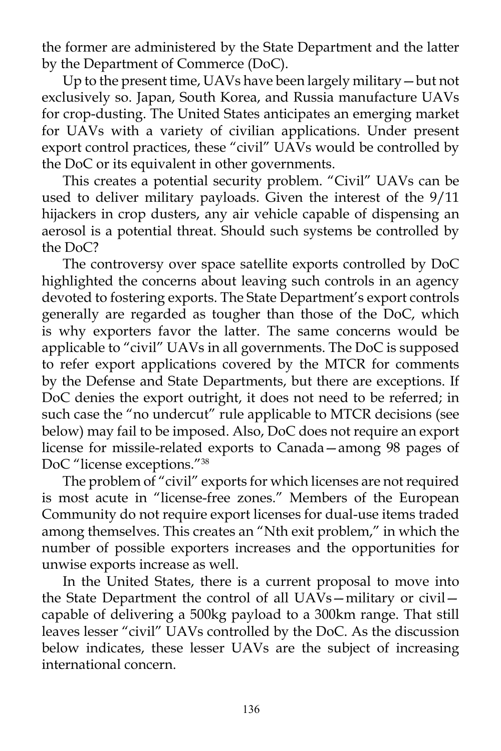the former are administered by the State Department and the latter by the Department of Commerce (DoC).

Up to the present time, UAVs have been largely military—but not exclusively so. Japan, South Korea, and Russia manufacture UAVs for crop-dusting. The United States anticipates an emerging market for UAVs with a variety of civilian applications. Under present export control practices, these "civil" UAVs would be controlled by the DoC or its equivalent in other governments.

This creates a potential security problem. "Civil" UAVs can be used to deliver military payloads. Given the interest of the 9/11 hijackers in crop dusters, any air vehicle capable of dispensing an aerosol is a potential threat. Should such systems be controlled by the DoC?

The controversy over space satellite exports controlled by DoC highlighted the concerns about leaving such controls in an agency devoted to fostering exports. The State Department's export controls generally are regarded as tougher than those of the DoC, which is why exporters favor the latter. The same concerns would be applicable to "civil" UAVs in all governments. The DoC is supposed to refer export applications covered by the MTCR for comments by the Defense and State Departments, but there are exceptions. If DoC denies the export outright, it does not need to be referred; in such case the "no undercut" rule applicable to MTCR decisions (see below) may fail to be imposed. Also, DoC does not require an export license for missile-related exports to Canada—among 98 pages of DoC "license exceptions."[38]

The problem of "civil" exports for which licenses are not required is most acute in "license-free zones." Members of the European Community do not require export licenses for dual-use items traded among themselves. This creates an "Nth exit problem," in which the number of possible exporters increases and the opportunities for unwise exports increase as well.

In the United States, there is a current proposal to move into the State Department the control of all UAVs—military or civil—capable of delivering a 500kg payload to a 300km range. That still leaves lesser "civil" UAVs controlled by the DoC. As the discussion below indicates, these lesser UAVs are the subject of increasing international concern.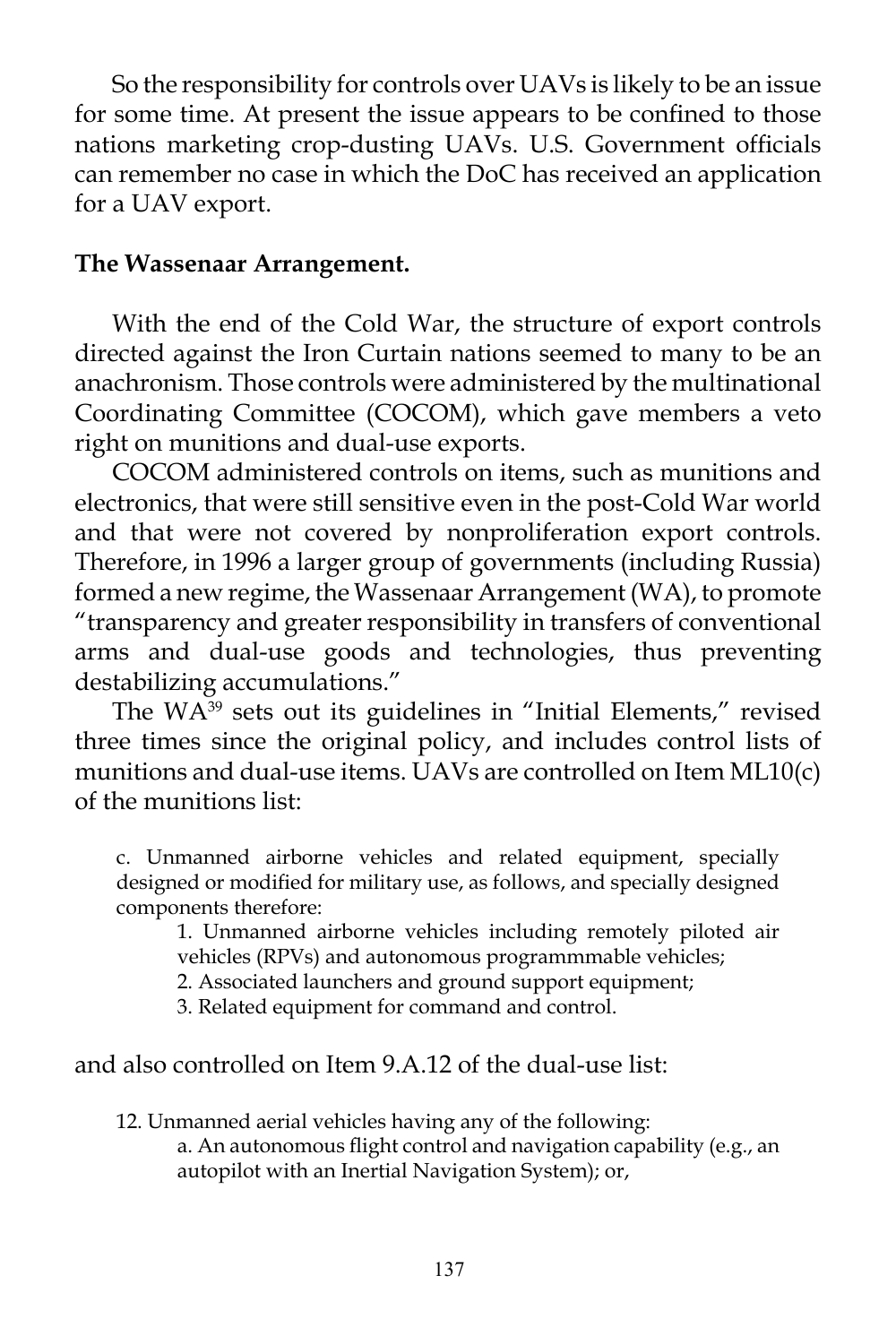So the responsibility for controls over UAVs is likely to be an issue for some time. At present the issue appears to be confined to those nations marketing crop-dusting UAVs. U.S. Government officials can remember no case in which the DoC has received an application for a UAV export.

**The Wassenaar Arrangement.**

With the end of the Cold War, the structure of export controls directed against the Iron Curtain nations seemed to many to be an anachronism. Those controls were administered by the multinational Coordinating Committee (COCOM), which gave members a veto right on munitions and dual-use exports.

COCOM administered controls on items, such as munitions and electronics, that were still sensitive even in the post-Cold War world and that were not covered by nonproliferation export controls. Therefore, in 1996 a larger group of governments (including Russia) formed a new regime, the Wassenaar Arrangement (WA), to promote "transparency and greater responsibility in transfers of conventional arms and dual-use goods and technologies, thus preventing destabilizing accumulations."

The WA[39] sets out its guidelines in "Initial Elements," revised three times since the original policy, and includes control lists of munitions and dual-use items. UAVs are controlled on Item ML10(c) of the munitions list:

> c. Unmanned airborne vehicles and related equipment, specially designed or modified for military use, as follows, and specially designed components therefore:
>
> 1. Unmanned airborne vehicles including remotely piloted air vehicles (RPVs) and autonomous programmmable vehicles;
> 2. Associated launchers and ground support equipment;
> 3. Related equipment for command and control.

and also controlled on Item 9.A.12 of the dual-use list:

> 12. Unmanned aerial vehicles having any of the following:
>
> a. An autonomous flight control and navigation capability (e.g., an autopilot with an Inertial Navigation System); or,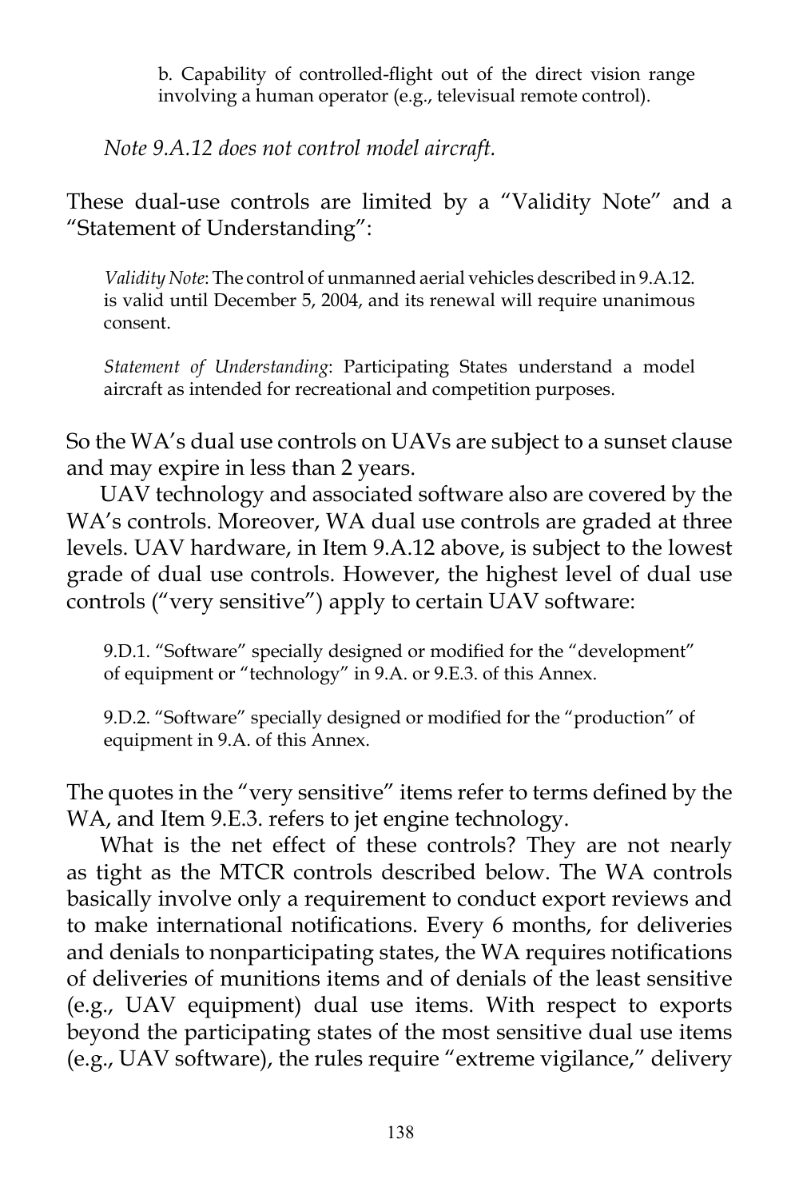b. Capability of controlled-flight out of the direct vision range involving a human operator (e.g., televisual remote control).

*Note 9.A.12 does not control model aircraft.*

These dual-use controls are limited by a "Validity Note" and a "Statement of Understanding":

> *Validity Note*: The control of unmanned aerial vehicles described in 9.A.12. is valid until December 5, 2004, and its renewal will require unanimous consent.
>
> *Statement of Understanding*: Participating States understand a model aircraft as intended for recreational and competition purposes.

So the WA's dual use controls on UAVs are subject to a sunset clause and may expire in less than 2 years.

UAV technology and associated software also are covered by the WA's controls. Moreover, WA dual use controls are graded at three levels. UAV hardware, in Item 9.A.12 above, is subject to the lowest grade of dual use controls. However, the highest level of dual use controls ("very sensitive") apply to certain UAV software:

> 9.D.1. "Software" specially designed or modified for the "development" of equipment or "technology" in 9.A. or 9.E.3. of this Annex.
>
> 9.D.2. "Software" specially designed or modified for the "production" of equipment in 9.A. of this Annex.

The quotes in the "very sensitive" items refer to terms defined by the WA, and Item 9.E.3. refers to jet engine technology.

What is the net effect of these controls? They are not nearly as tight as the MTCR controls described below. The WA controls basically involve only a requirement to conduct export reviews and to make international notifications. Every 6 months, for deliveries and denials to nonparticipating states, the WA requires notifications of deliveries of munitions items and of denials of the least sensitive (e.g., UAV equipment) dual use items. With respect to exports beyond the participating states of the most sensitive dual use items (e.g., UAV software), the rules require "extreme vigilance," delivery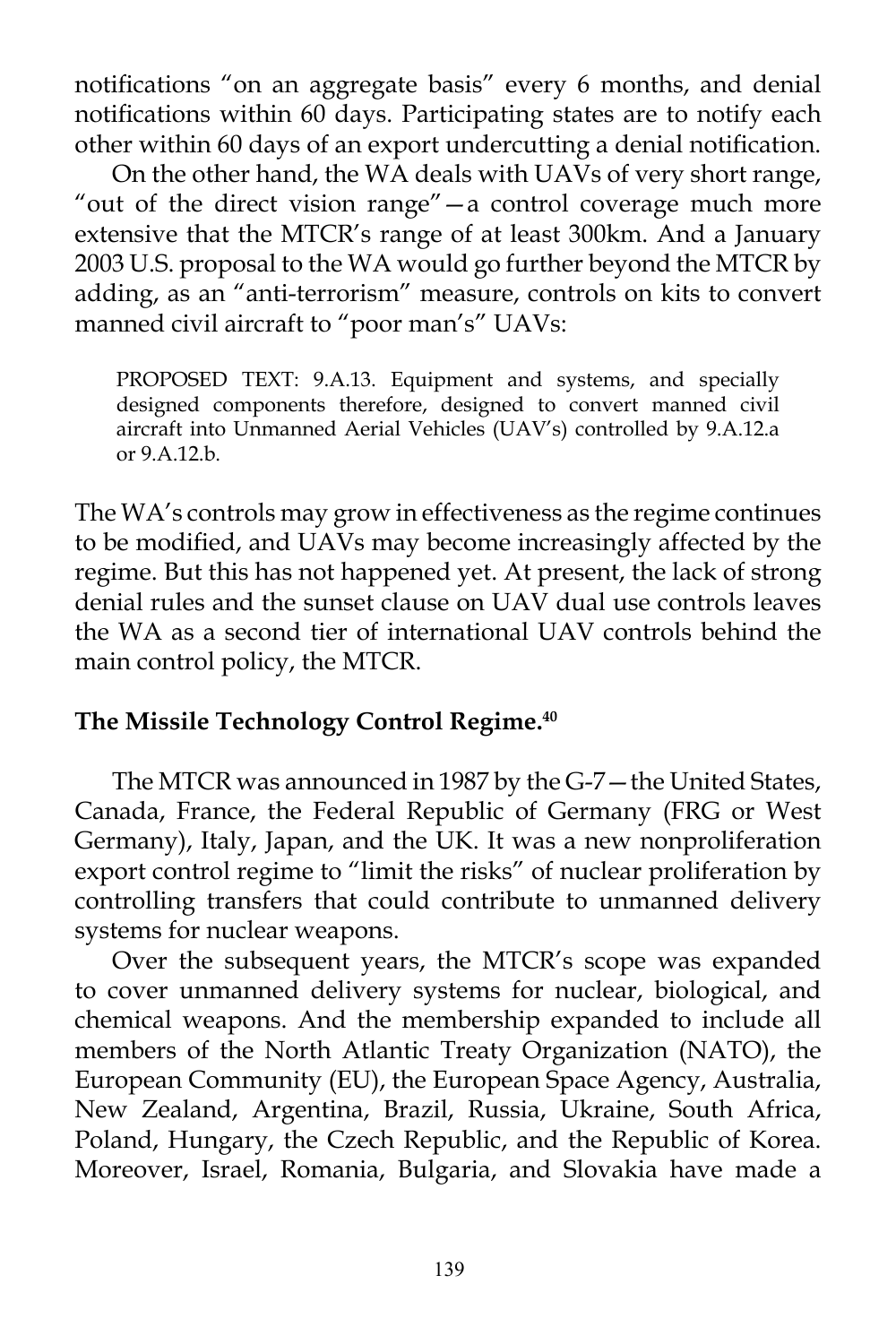notifications "on an aggregate basis" every 6 months, and denial notifications within 60 days. Participating states are to notify each other within 60 days of an export undercutting a denial notification.

On the other hand, the WA deals with UAVs of very short range, "out of the direct vision range"—a control coverage much more extensive that the MTCR's range of at least 300km. And a January 2003 U.S. proposal to the WA would go further beyond the MTCR by adding, as an "anti-terrorism" measure, controls on kits to convert manned civil aircraft to "poor man's" UAVs:

> PROPOSED TEXT: 9.A.13. Equipment and systems, and specially designed components therefore, designed to convert manned civil aircraft into Unmanned Aerial Vehicles (UAV's) controlled by 9.A.12.a or 9.A.12.b.

The WA's controls may grow in effectiveness as the regime continues to be modified, and UAVs may become increasingly affected by the regime. But this has not happened yet. At present, the lack of strong denial rules and the sunset clause on UAV dual use controls leaves the WA as a second tier of international UAV controls behind the main control policy, the MTCR.

**The Missile Technology Control Regime.[40]**

The MTCR was announced in 1987 by the G-7—the United States, Canada, France, the Federal Republic of Germany (FRG or West Germany), Italy, Japan, and the UK. It was a new nonproliferation export control regime to "limit the risks" of nuclear proliferation by controlling transfers that could contribute to unmanned delivery systems for nuclear weapons.

Over the subsequent years, the MTCR's scope was expanded to cover unmanned delivery systems for nuclear, biological, and chemical weapons. And the membership expanded to include all members of the North Atlantic Treaty Organization (NATO), the European Community (EU), the European Space Agency, Australia, New Zealand, Argentina, Brazil, Russia, Ukraine, South Africa, Poland, Hungary, the Czech Republic, and the Republic of Korea. Moreover, Israel, Romania, Bulgaria, and Slovakia have made a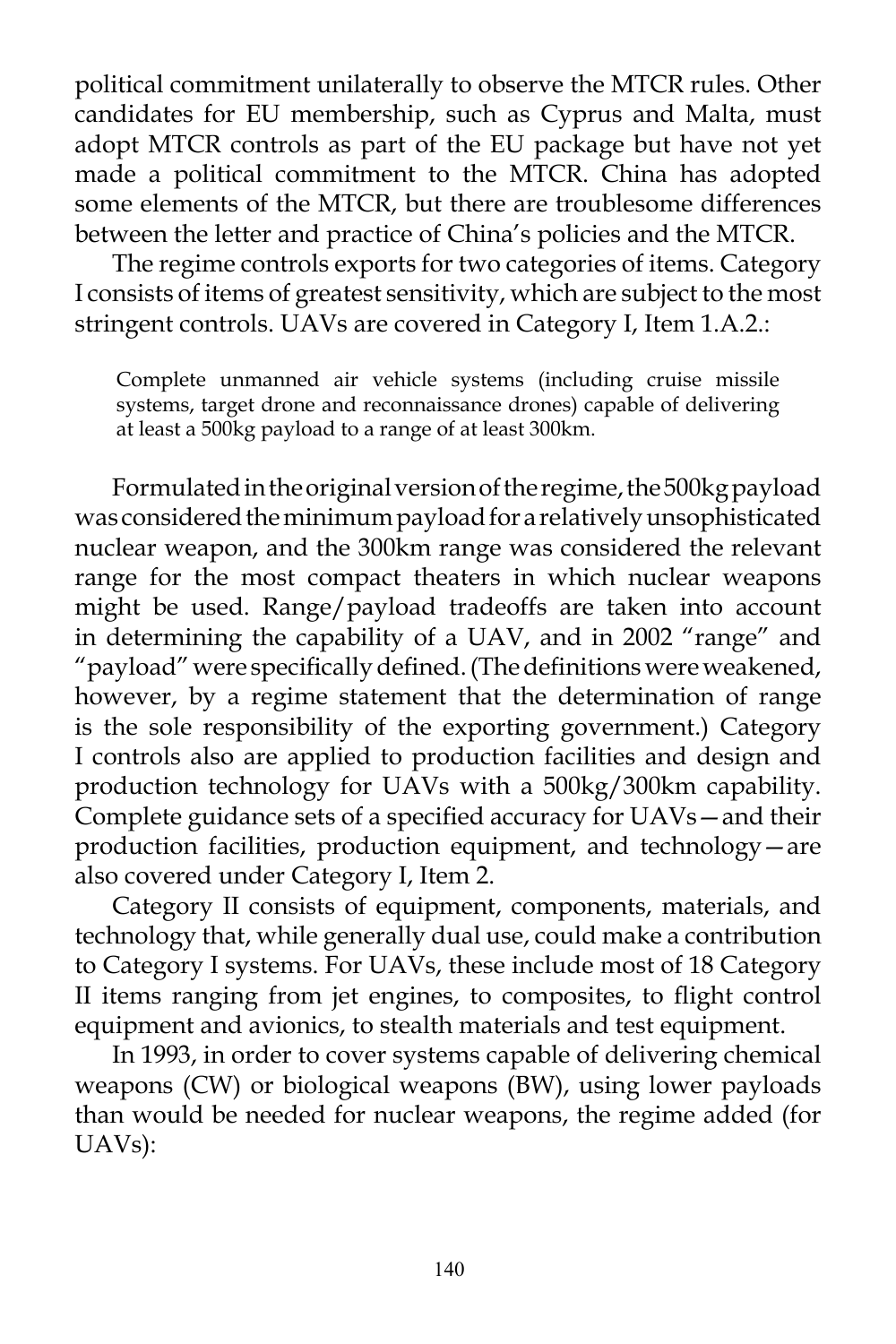political commitment unilaterally to observe the MTCR rules. Other candidates for EU membership, such as Cyprus and Malta, must adopt MTCR controls as part of the EU package but have not yet made a political commitment to the MTCR. China has adopted some elements of the MTCR, but there are troublesome differences between the letter and practice of China's policies and the MTCR.

The regime controls exports for two categories of items. Category I consists of items of greatest sensitivity, which are subject to the most stringent controls. UAVs are covered in Category I, Item 1.A.2.:

> Complete unmanned air vehicle systems (including cruise missile systems, target drone and reconnaissance drones) capable of delivering at least a 500kg payload to a range of at least 300km.

Formulated in the original version of the regime, the 500kg payload was considered the minimum payload for a relatively unsophisticated nuclear weapon, and the 300km range was considered the relevant range for the most compact theaters in which nuclear weapons might be used. Range/payload tradeoffs are taken into account in determining the capability of a UAV, and in 2002 "range" and "payload" were specifically defined. (The definitions were weakened, however, by a regime statement that the determination of range is the sole responsibility of the exporting government.) Category I controls also are applied to production facilities and design and production technology for UAVs with a 500kg/300km capability. Complete guidance sets of a specified accuracy for UAVs—and their production facilities, production equipment, and technology—are also covered under Category I, Item 2.

Category II consists of equipment, components, materials, and technology that, while generally dual use, could make a contribution to Category I systems. For UAVs, these include most of 18 Category II items ranging from jet engines, to composites, to flight control equipment and avionics, to stealth materials and test equipment.

In 1993, in order to cover systems capable of delivering chemical weapons (CW) or biological weapons (BW), using lower payloads than would be needed for nuclear weapons, the regime added (for UAVs):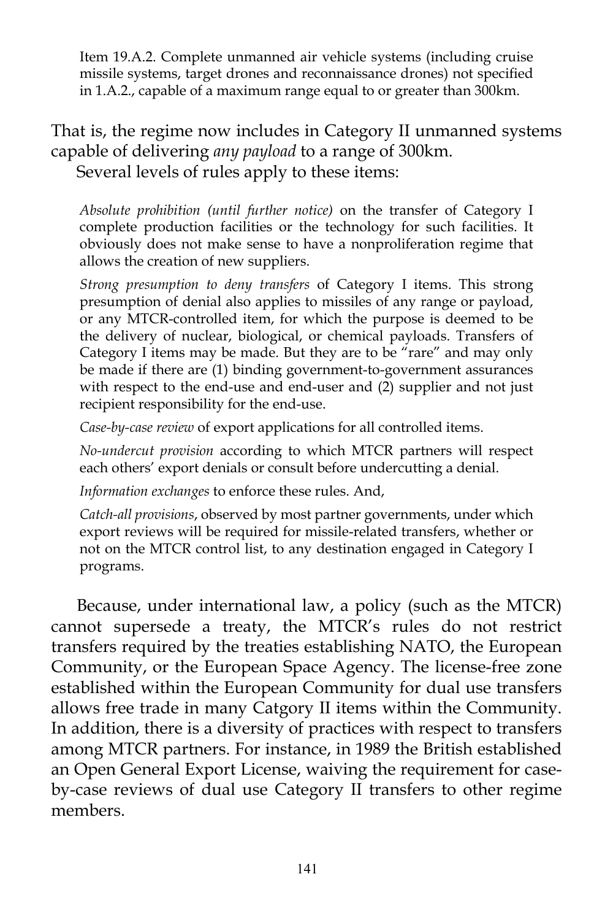Item 19.A.2. Complete unmanned air vehicle systems (including cruise missile systems, target drones and reconnaissance drones) not specified in 1.A.2., capable of a maximum range equal to or greater than 300km.

That is, the regime now includes in Category II unmanned systems capable of delivering *any payload* to a range of 300km.

Several levels of rules apply to these items:

*Absolute prohibition (until further notice)* on the transfer of Category I complete production facilities or the technology for such facilities. It obviously does not make sense to have a nonproliferation regime that allows the creation of new suppliers.

*Strong presumption to deny transfers* of Category I items. This strong presumption of denial also applies to missiles of any range or payload, or any MTCR-controlled item, for which the purpose is deemed to be the delivery of nuclear, biological, or chemical payloads. Transfers of Category I items may be made. But they are to be "rare" and may only be made if there are (1) binding government-to-government assurances with respect to the end-use and end-user and (2) supplier and not just recipient responsibility for the end-use.

*Case-by-case review* of export applications for all controlled items.

*No-undercut provision* according to which MTCR partners will respect each others' export denials or consult before undercutting a denial.

*Information exchanges* to enforce these rules. And,

*Catch-all provisions*, observed by most partner governments, under which export reviews will be required for missile-related transfers, whether or not on the MTCR control list, to any destination engaged in Category I programs.

Because, under international law, a policy (such as the MTCR) cannot supersede a treaty, the MTCR's rules do not restrict transfers required by the treaties establishing NATO, the European Community, or the European Space Agency. The license-free zone established within the European Community for dual use transfers allows free trade in many Catgory II items within the Community. In addition, there is a diversity of practices with respect to transfers among MTCR partners. For instance, in 1989 the British established an Open General Export License, waiving the requirement for case-by-case reviews of dual use Category II transfers to other regime members.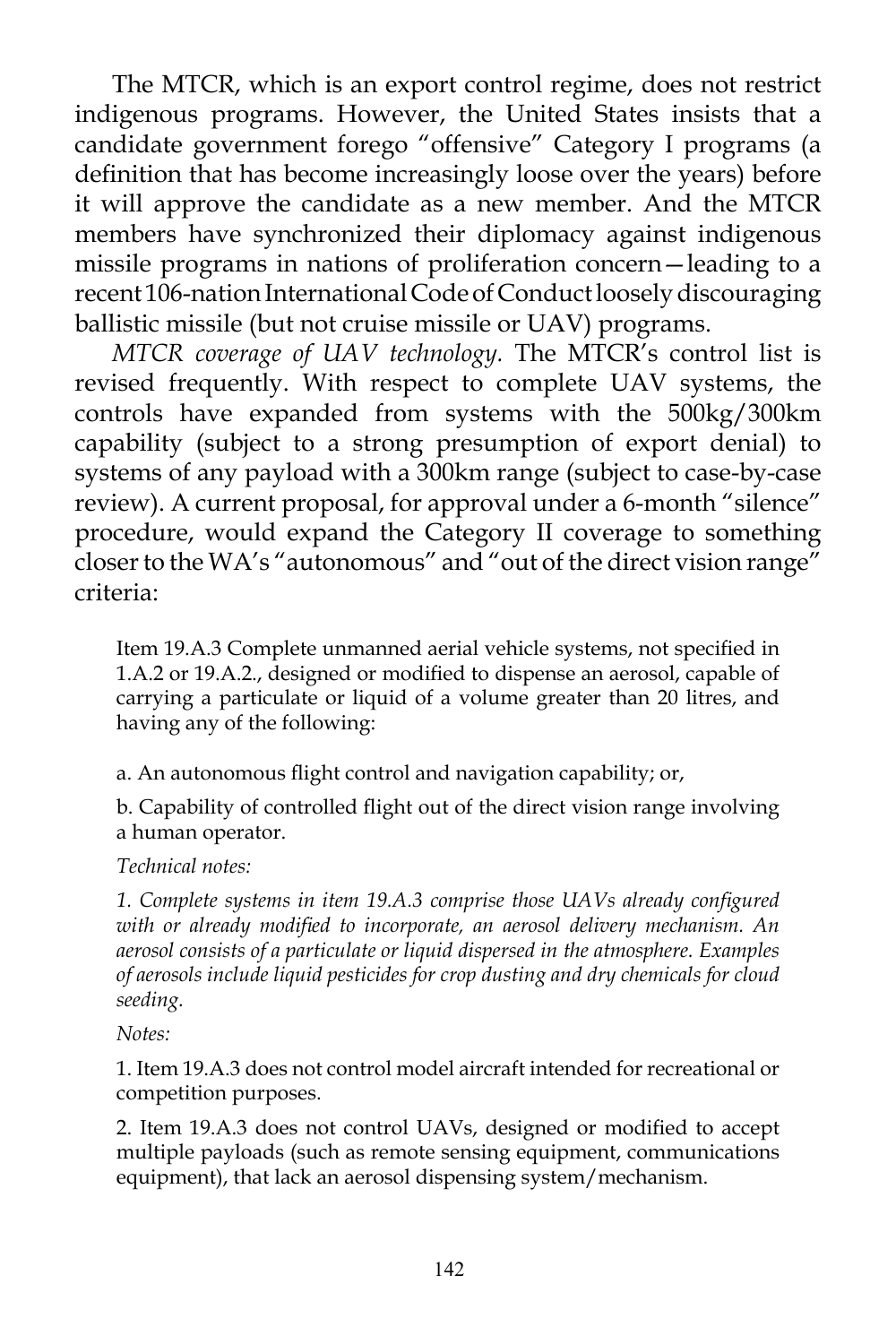The MTCR, which is an export control regime, does not restrict indigenous programs. However, the United States insists that a candidate government forego "offensive" Category I programs (a definition that has become increasingly loose over the years) before it will approve the candidate as a new member. And the MTCR members have synchronized their diplomacy against indigenous missile programs in nations of proliferation concern—leading to a recent 106-nation International Code of Conduct loosely discouraging ballistic missile (but not cruise missile or UAV) programs.

*MTCR coverage of UAV technology*. The MTCR's control list is revised frequently. With respect to complete UAV systems, the controls have expanded from systems with the 500kg/300km capability (subject to a strong presumption of export denial) to systems of any payload with a 300km range (subject to case-by-case review). A current proposal, for approval under a 6-month "silence" procedure, would expand the Category II coverage to something closer to the WA's "autonomous" and "out of the direct vision range" criteria:

> Item 19.A.3 Complete unmanned aerial vehicle systems, not specified in 1.A.2 or 19.A.2., designed or modified to dispense an aerosol, capable of carrying a particulate or liquid of a volume greater than 20 litres, and having any of the following:
>
> a. An autonomous flight control and navigation capability; or,
>
> b. Capability of controlled flight out of the direct vision range involving a human operator.
>
> *Technical notes:*
>
> *1. Complete systems in item 19.A.3 comprise those UAVs already configured with or already modified to incorporate, an aerosol delivery mechanism. An aerosol consists of a particulate or liquid dispersed in the atmosphere. Examples of aerosols include liquid pesticides for crop dusting and dry chemicals for cloud seeding.*
>
> *Notes:*
>
> 1. Item 19.A.3 does not control model aircraft intended for recreational or competition purposes.
>
> 2. Item 19.A.3 does not control UAVs, designed or modified to accept multiple payloads (such as remote sensing equipment, communications equipment), that lack an aerosol dispensing system/mechanism.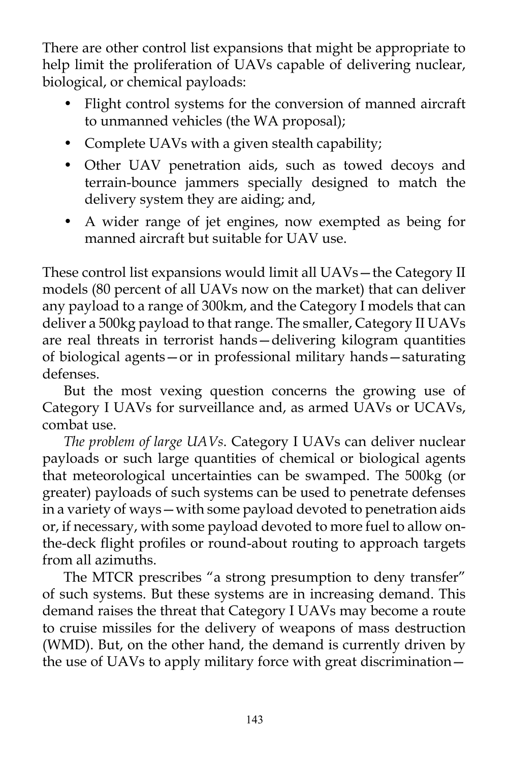There are other control list expansions that might be appropriate to help limit the proliferation of UAVs capable of delivering nuclear, biological, or chemical payloads:

- Flight control systems for the conversion of manned aircraft to unmanned vehicles (the WA proposal);
- Complete UAVs with a given stealth capability;
- Other UAV penetration aids, such as towed decoys and terrain-bounce jammers specially designed to match the delivery system they are aiding; and,
- A wider range of jet engines, now exempted as being for manned aircraft but suitable for UAV use.

These control list expansions would limit all UAVs—the Category II models (80 percent of all UAVs now on the market) that can deliver any payload to a range of 300km, and the Category I models that can deliver a 500kg payload to that range. The smaller, Category II UAVs are real threats in terrorist hands—delivering kilogram quantities of biological agents—or in professional military hands—saturating defenses.

But the most vexing question concerns the growing use of Category I UAVs for surveillance and, as armed UAVs or UCAVs, combat use.

*The problem of large UAVs.* Category I UAVs can deliver nuclear payloads or such large quantities of chemical or biological agents that meteorological uncertainties can be swamped. The 500kg (or greater) payloads of such systems can be used to penetrate defenses in a variety of ways—with some payload devoted to penetration aids or, if necessary, with some payload devoted to more fuel to allow on-the-deck flight profiles or round-about routing to approach targets from all azimuths.

The MTCR prescribes "a strong presumption to deny transfer" of such systems. But these systems are in increasing demand. This demand raises the threat that Category I UAVs may become a route to cruise missiles for the delivery of weapons of mass destruction (WMD). But, on the other hand, the demand is currently driven by the use of UAVs to apply military force with great discrimination—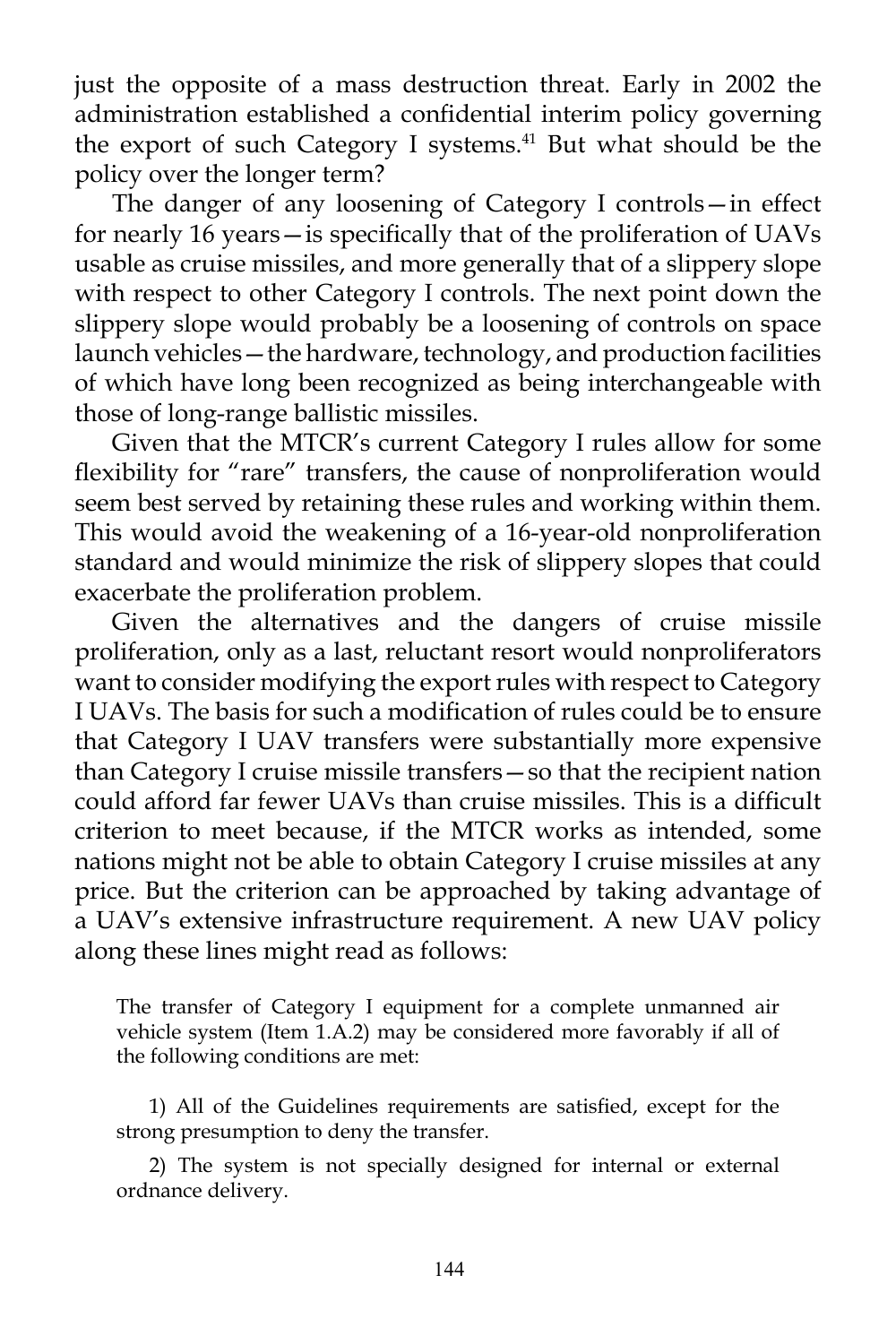just the opposite of a mass destruction threat. Early in 2002 the administration established a confidential interim policy governing the export of such Category I systems.[41] But what should be the policy over the longer term?

The danger of any loosening of Category I controls—in effect for nearly 16 years—is specifically that of the proliferation of UAVs usable as cruise missiles, and more generally that of a slippery slope with respect to other Category I controls. The next point down the slippery slope would probably be a loosening of controls on space launch vehicles—the hardware, technology, and production facilities of which have long been recognized as being interchangeable with those of long-range ballistic missiles.

Given that the MTCR's current Category I rules allow for some flexibility for "rare" transfers, the cause of nonproliferation would seem best served by retaining these rules and working within them. This would avoid the weakening of a 16-year-old nonproliferation standard and would minimize the risk of slippery slopes that could exacerbate the proliferation problem.

Given the alternatives and the dangers of cruise missile proliferation, only as a last, reluctant resort would nonproliferators want to consider modifying the export rules with respect to Category I UAVs. The basis for such a modification of rules could be to ensure that Category I UAV transfers were substantially more expensive than Category I cruise missile transfers—so that the recipient nation could afford far fewer UAVs than cruise missiles. This is a difficult criterion to meet because, if the MTCR works as intended, some nations might not be able to obtain Category I cruise missiles at any price. But the criterion can be approached by taking advantage of a UAV's extensive infrastructure requirement. A new UAV policy along these lines might read as follows:

> The transfer of Category I equipment for a complete unmanned air vehicle system (Item 1.A.2) may be considered more favorably if all of the following conditions are met:
>
> 1) All of the Guidelines requirements are satisfied, except for the strong presumption to deny the transfer.
>
> 2) The system is not specially designed for internal or external ordnance delivery.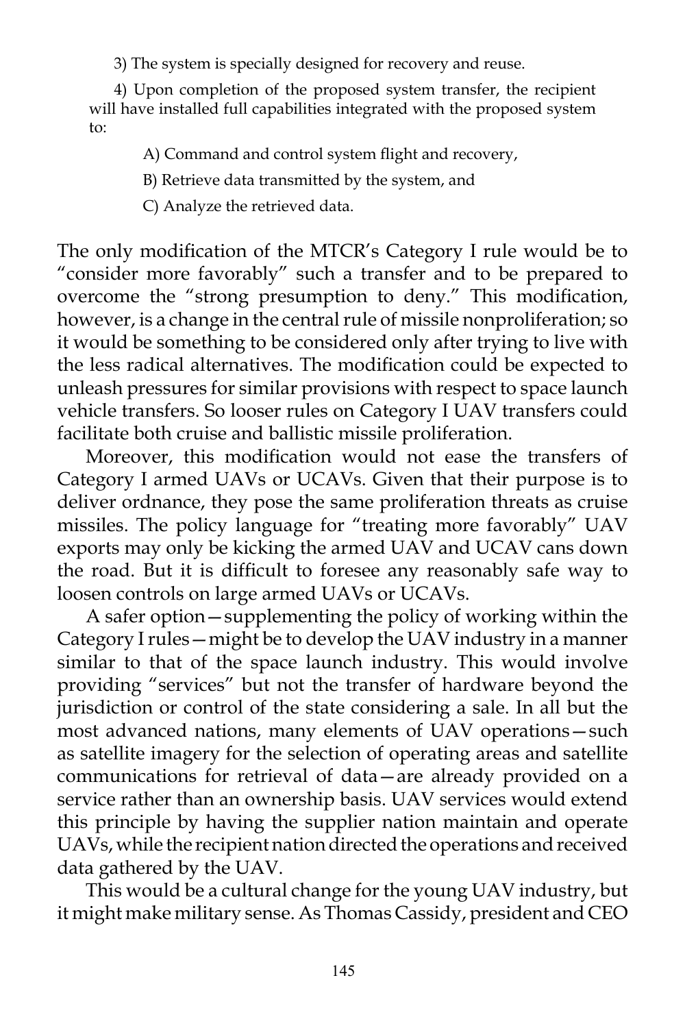3) The system is specially designed for recovery and reuse.

4) Upon completion of the proposed system transfer, the recipient will have installed full capabilities integrated with the proposed system to:

A) Command and control system flight and recovery,

B) Retrieve data transmitted by the system, and

C) Analyze the retrieved data.

The only modification of the MTCR's Category I rule would be to "consider more favorably" such a transfer and to be prepared to overcome the "strong presumption to deny." This modification, however, is a change in the central rule of missile nonproliferation; so it would be something to be considered only after trying to live with the less radical alternatives. The modification could be expected to unleash pressures for similar provisions with respect to space launch vehicle transfers. So looser rules on Category I UAV transfers could facilitate both cruise and ballistic missile proliferation.

Moreover, this modification would not ease the transfers of Category I armed UAVs or UCAVs. Given that their purpose is to deliver ordnance, they pose the same proliferation threats as cruise missiles. The policy language for "treating more favorably" UAV exports may only be kicking the armed UAV and UCAV cans down the road. But it is difficult to foresee any reasonably safe way to loosen controls on large armed UAVs or UCAVs.

A safer option—supplementing the policy of working within the Category I rules—might be to develop the UAV industry in a manner similar to that of the space launch industry. This would involve providing "services" but not the transfer of hardware beyond the jurisdiction or control of the state considering a sale. In all but the most advanced nations, many elements of UAV operations—such as satellite imagery for the selection of operating areas and satellite communications for retrieval of data—are already provided on a service rather than an ownership basis. UAV services would extend this principle by having the supplier nation maintain and operate UAVs, while the recipient nation directed the operations and received data gathered by the UAV.

This would be a cultural change for the young UAV industry, but it might make military sense. As Thomas Cassidy, president and CEO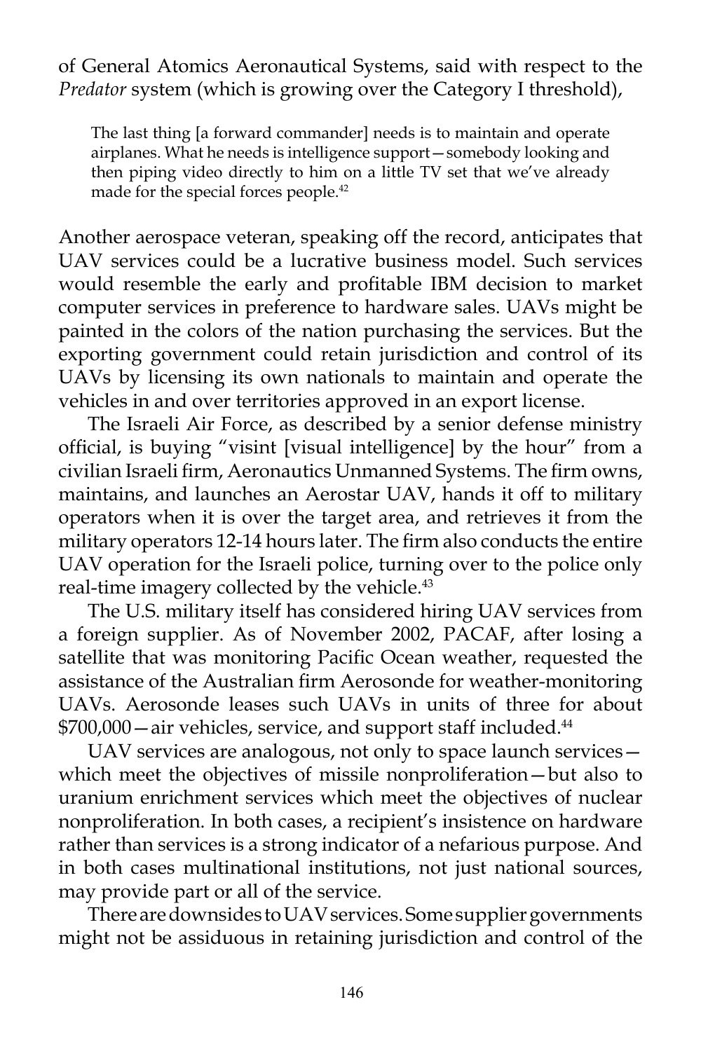of General Atomics Aeronautical Systems, said with respect to the *Predator* system (which is growing over the Category I threshold),

> The last thing [a forward commander] needs is to maintain and operate airplanes. What he needs is intelligence support—somebody looking and then piping video directly to him on a little TV set that we've already made for the special forces people.[42]

Another aerospace veteran, speaking off the record, anticipates that UAV services could be a lucrative business model. Such services would resemble the early and profitable IBM decision to market computer services in preference to hardware sales. UAVs might be painted in the colors of the nation purchasing the services. But the exporting government could retain jurisdiction and control of its UAVs by licensing its own nationals to maintain and operate the vehicles in and over territories approved in an export license.

The Israeli Air Force, as described by a senior defense ministry official, is buying "visint [visual intelligence] by the hour" from a civilian Israeli firm, Aeronautics Unmanned Systems. The firm owns, maintains, and launches an Aerostar UAV, hands it off to military operators when it is over the target area, and retrieves it from the military operators 12-14 hours later. The firm also conducts the entire UAV operation for the Israeli police, turning over to the police only real-time imagery collected by the vehicle.[43]

The U.S. military itself has considered hiring UAV services from a foreign supplier. As of November 2002, PACAF, after losing a satellite that was monitoring Pacific Ocean weather, requested the assistance of the Australian firm Aerosonde for weather-monitoring UAVs. Aerosonde leases such UAVs in units of three for about $700,000—air vehicles, service, and support staff included.[44]

UAV services are analogous, not only to space launch services—which meet the objectives of missile nonproliferation—but also to uranium enrichment services which meet the objectives of nuclear nonproliferation. In both cases, a recipient's insistence on hardware rather than services is a strong indicator of a nefarious purpose. And in both cases multinational institutions, not just national sources, may provide part or all of the service.

There are downsides to UAV services. Some supplier governments might not be assiduous in retaining jurisdiction and control of the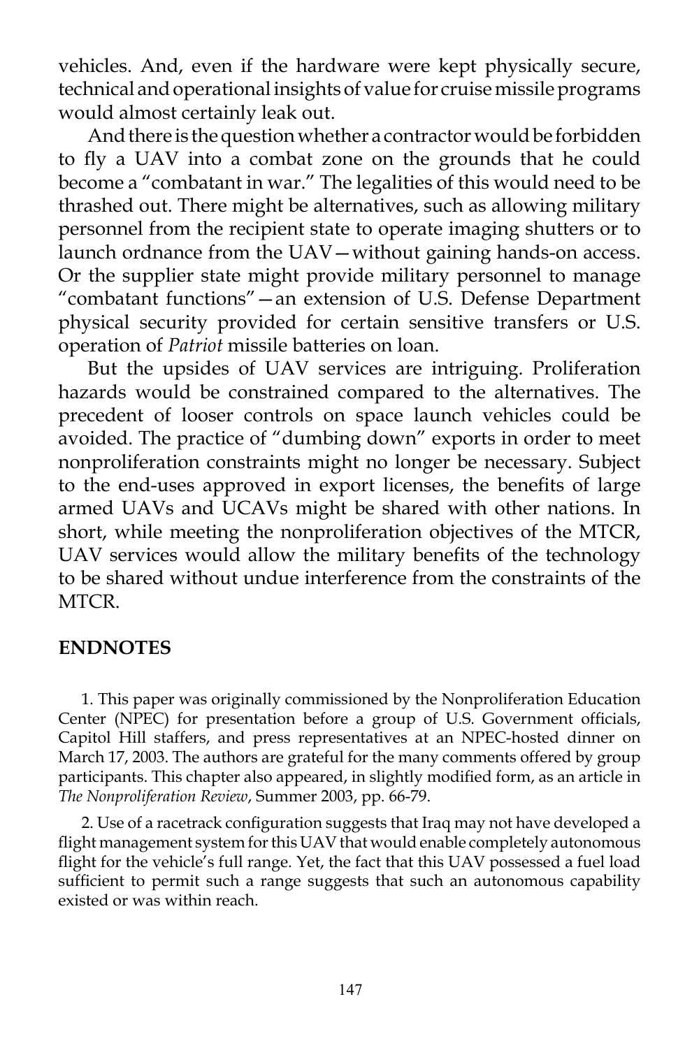vehicles. And, even if the hardware were kept physically secure, technical and operational insights of value for cruise missile programs would almost certainly leak out.

And there is the question whether a contractor would be forbidden to fly a UAV into a combat zone on the grounds that he could become a "combatant in war." The legalities of this would need to be thrashed out. There might be alternatives, such as allowing military personnel from the recipient state to operate imaging shutters or to launch ordnance from the UAV—without gaining hands-on access. Or the supplier state might provide military personnel to manage "combatant functions"—an extension of U.S. Defense Department physical security provided for certain sensitive transfers or U.S. operation of *Patriot* missile batteries on loan.

But the upsides of UAV services are intriguing. Proliferation hazards would be constrained compared to the alternatives. The precedent of looser controls on space launch vehicles could be avoided. The practice of "dumbing down" exports in order to meet nonproliferation constraints might no longer be necessary. Subject to the end-uses approved in export licenses, the benefits of large armed UAVs and UCAVs might be shared with other nations. In short, while meeting the nonproliferation objectives of the MTCR, UAV services would allow the military benefits of the technology to be shared without undue interference from the constraints of the MTCR.

## ENDNOTES

1. This paper was originally commissioned by the Nonproliferation Education Center (NPEC) for presentation before a group of U.S. Government officials, Capitol Hill staffers, and press representatives at an NPEC-hosted dinner on March 17, 2003. The authors are grateful for the many comments offered by group participants. This chapter also appeared, in slightly modified form, as an article in *The Nonproliferation Review*, Summer 2003, pp. 66-79.

2. Use of a racetrack configuration suggests that Iraq may not have developed a flight management system for this UAV that would enable completely autonomous flight for the vehicle's full range. Yet, the fact that this UAV possessed a fuel load sufficient to permit such a range suggests that such an autonomous capability existed or was within reach.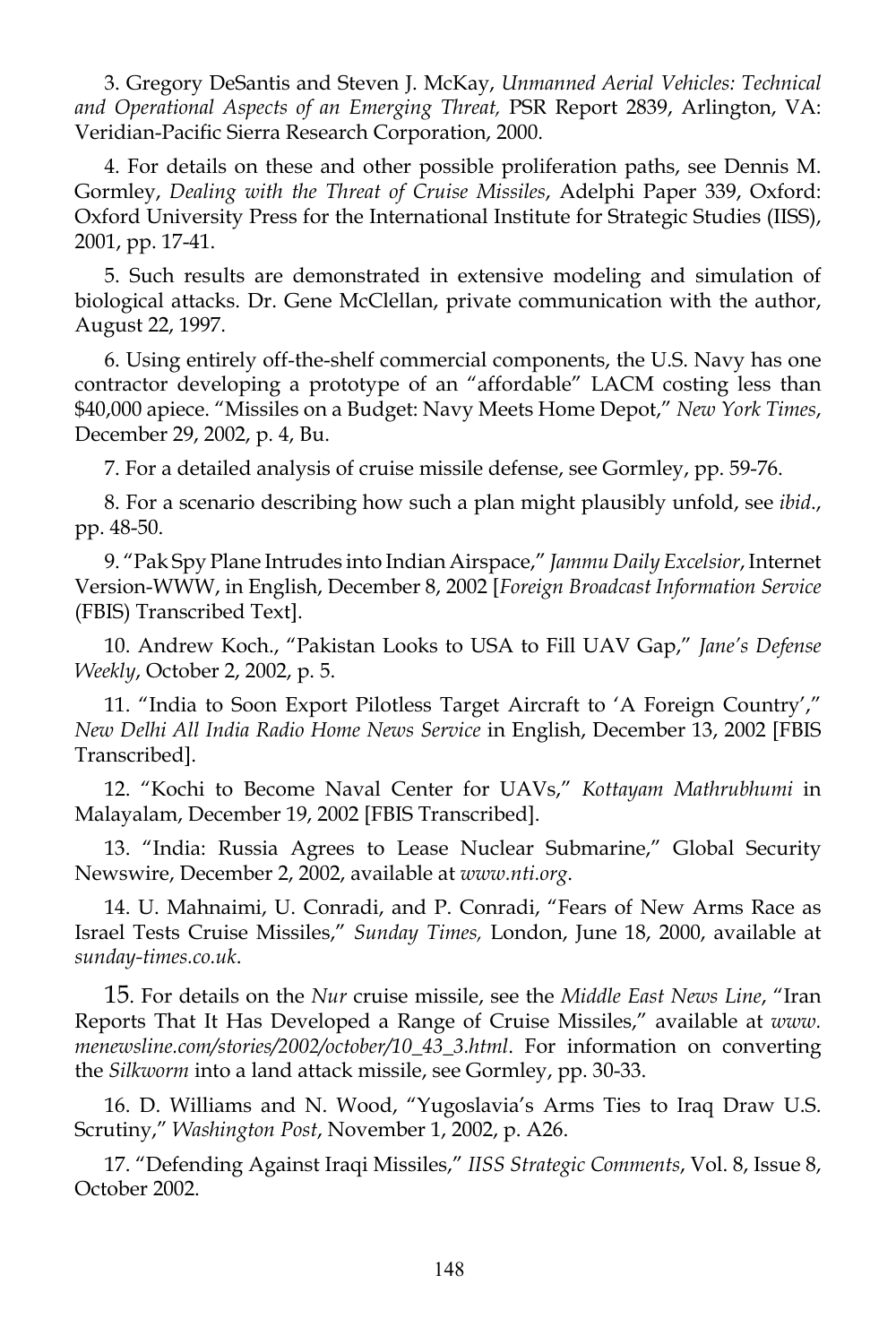3. Gregory DeSantis and Steven J. McKay, *Unmanned Aerial Vehicles: Technical and Operational Aspects of an Emerging Threat,* PSR Report 2839, Arlington, VA: Veridian-Pacific Sierra Research Corporation, 2000.

4. For details on these and other possible proliferation paths, see Dennis M. Gormley, *Dealing with the Threat of Cruise Missiles*, Adelphi Paper 339, Oxford: Oxford University Press for the International Institute for Strategic Studies (IISS), 2001, pp. 17-41.

5. Such results are demonstrated in extensive modeling and simulation of biological attacks. Dr. Gene McClellan, private communication with the author, August 22, 1997.

6. Using entirely off-the-shelf commercial components, the U.S. Navy has one contractor developing a prototype of an "affordable" LACM costing less than $40,000 apiece. "Missiles on a Budget: Navy Meets Home Depot," *New York Times*, December 29, 2002, p. 4, Bu.

7. For a detailed analysis of cruise missile defense, see Gormley, pp. 59-76.

8. For a scenario describing how such a plan might plausibly unfold, see *ibid*., pp. 48-50.

9. "Pak Spy Plane Intrudes into Indian Airspace," *Jammu Daily Excelsior*, Internet Version-WWW, in English, December 8, 2002 [*Foreign Broadcast Information Service* (FBIS) Transcribed Text].

10. Andrew Koch., "Pakistan Looks to USA to Fill UAV Gap," *Jane's Defense Weekly*, October 2, 2002, p. 5.

11. "India to Soon Export Pilotless Target Aircraft to 'A Foreign Country'," *New Delhi All India Radio Home News Service* in English, December 13, 2002 [FBIS Transcribed].

12. "Kochi to Become Naval Center for UAVs," *Kottayam Mathrubhumi* in Malayalam, December 19, 2002 [FBIS Transcribed].

13. "India: Russia Agrees to Lease Nuclear Submarine," Global Security Newswire, December 2, 2002, available at *www.nti.org*.

14. U. Mahnaimi, U. Conradi, and P. Conradi, "Fears of New Arms Race as Israel Tests Cruise Missiles," *Sunday Times,* London, June 18, 2000, available at *sunday-times.co.uk*.

15. For details on the *Nur* cruise missile, see the *Middle East News Line*, "Iran Reports That It Has Developed a Range of Cruise Missiles," available at *www.menewsline.com/stories/2002/october/10_43_3.html*. For information on converting the *Silkworm* into a land attack missile, see Gormley, pp. 30-33.

16. D. Williams and N. Wood, "Yugoslavia's Arms Ties to Iraq Draw U.S. Scrutiny," *Washington Post*, November 1, 2002, p. A26.

17. "Defending Against Iraqi Missiles," *IISS Strategic Comments*, Vol. 8, Issue 8, October 2002.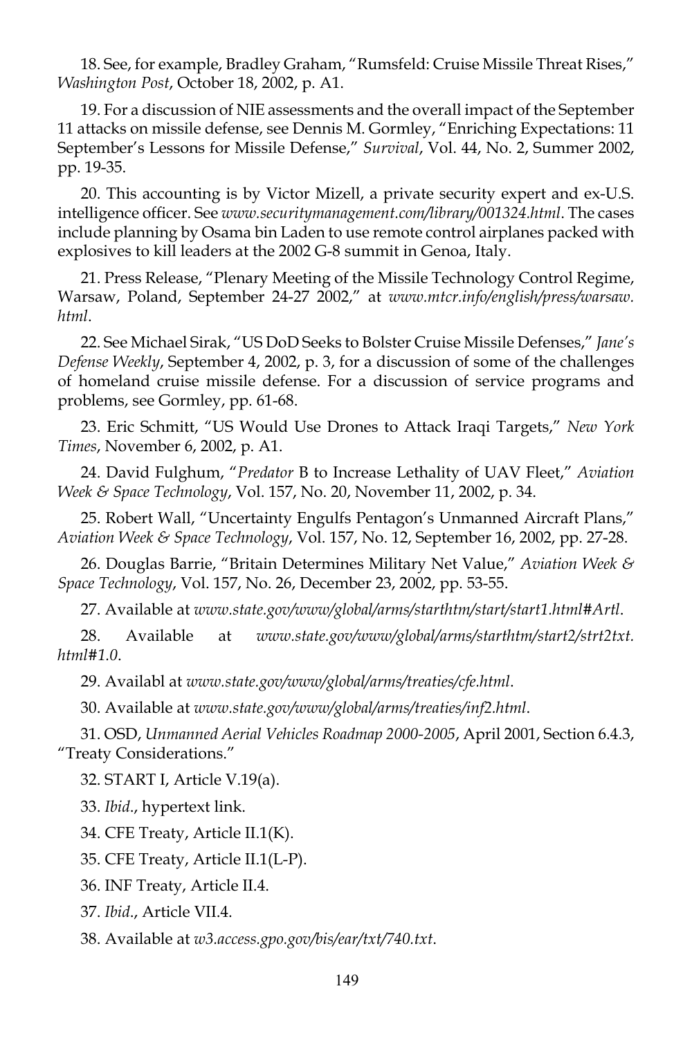18. See, for example, Bradley Graham, "Rumsfeld: Cruise Missile Threat Rises," *Washington Post*, October 18, 2002, p. A1.

19. For a discussion of NIE assessments and the overall impact of the September 11 attacks on missile defense, see Dennis M. Gormley, "Enriching Expectations: 11 September's Lessons for Missile Defense," *Survival*, Vol. 44, No. 2, Summer 2002, pp. 19-35.

20. This accounting is by Victor Mizell, a private security expert and ex-U.S. intelligence officer. See *www.securitymanagement.com/library/001324.html*. The cases include planning by Osama bin Laden to use remote control airplanes packed with explosives to kill leaders at the 2002 G-8 summit in Genoa, Italy.

21. Press Release, "Plenary Meeting of the Missile Technology Control Regime, Warsaw, Poland, September 24-27 2002," at *www.mtcr.info/english/press/warsaw.html*.

22. See Michael Sirak, "US DoD Seeks to Bolster Cruise Missile Defenses," *Jane's Defense Weekly*, September 4, 2002, p. 3, for a discussion of some of the challenges of homeland cruise missile defense. For a discussion of service programs and problems, see Gormley, pp. 61-68.

23. Eric Schmitt, "US Would Use Drones to Attack Iraqi Targets," *New York Times*, November 6, 2002, p. A1.

24. David Fulghum, "*Predator* B to Increase Lethality of UAV Fleet," *Aviation Week & Space Technology*, Vol. 157, No. 20, November 11, 2002, p. 34.

25. Robert Wall, "Uncertainty Engulfs Pentagon's Unmanned Aircraft Plans," *Aviation Week & Space Technology*, Vol. 157, No. 12, September 16, 2002, pp. 27-28.

26. Douglas Barrie, "Britain Determines Military Net Value," *Aviation Week & Space Technology*, Vol. 157, No. 26, December 23, 2002, pp. 53-55.

27. Available at *www.state.gov/www/global/arms/starthtm/start/start1.html#Artl*.

28. Available at *www.state.gov/www/global/arms/starthtm/start2/strt2txt.html#1.0*.

29. Availabl at *www.state.gov/www/global/arms/treaties/cfe.html*.

30. Available at *www.state.gov/www/global/arms/treaties/inf2.html*.

31. OSD, *Unmanned Aerial Vehicles Roadmap 2000-2005*, April 2001, Section 6.4.3, "Treaty Considerations."

32. START I, Article V.19(a).

33. *Ibid*., hypertext link.

34. CFE Treaty, Article II.1(K).

35. CFE Treaty, Article II.1(L-P).

36. INF Treaty, Article II.4.

37. *Ibid*., Article VII.4.

38. Available at *w3.access.gpo.gov/bis/ear/txt/740.txt*.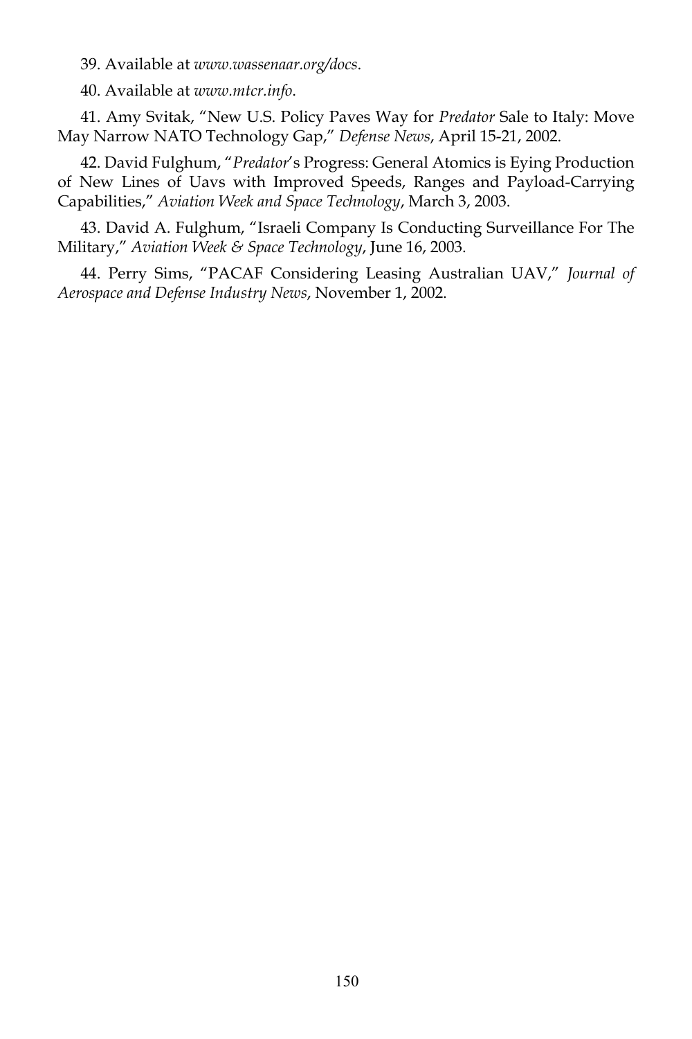39. Available at *www.wassenaar.org/docs*.

40. Available at *www.mtcr.info*.

41. Amy Svitak, "New U.S. Policy Paves Way for *Predator* Sale to Italy: Move May Narrow NATO Technology Gap," *Defense News*, April 15-21, 2002.

42. David Fulghum, "*Predator*'s Progress: General Atomics is Eying Production of New Lines of Uavs with Improved Speeds, Ranges and Payload-Carrying Capabilities," *Aviation Week and Space Technology*, March 3, 2003.

43. David A. Fulghum, "Israeli Company Is Conducting Surveillance For The Military," *Aviation Week & Space Technology*, June 16, 2003.

44. Perry Sims, "PACAF Considering Leasing Australian UAV," *Journal of Aerospace and Defense Industry News*, November 1, 2002.